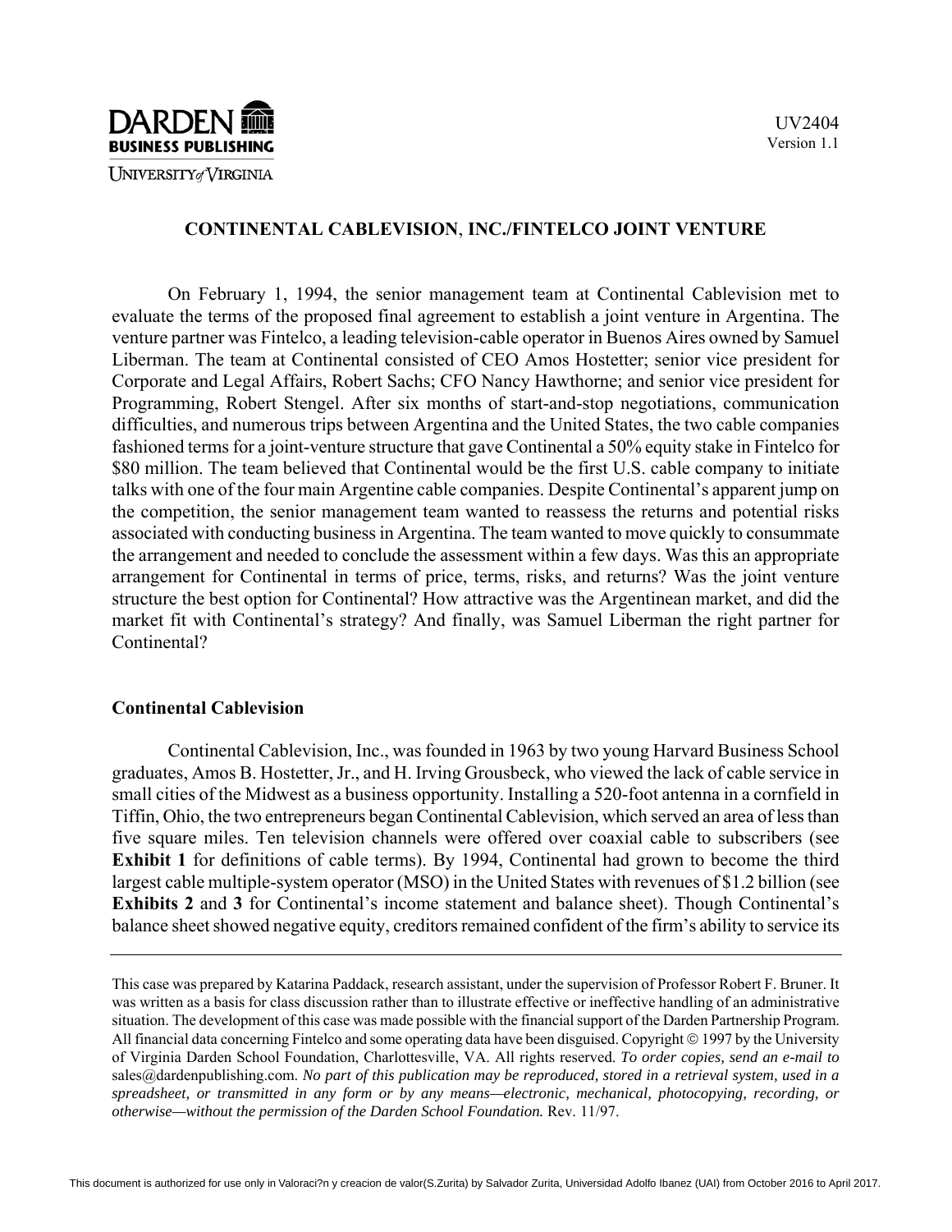# CONTINENTAL CABLEVISION, INC./FINTELCO JOINT VENTURE

On February 1, 1994, the senior management team at Continental Cablevision met to evaluate the terms of the proposed final agreement to establish a joint venture in Argentina. The venture partner was Fintelco, a leading television-cable operator in Buenos Aires owned by Samuel Liberman. The team at Continental consisted of CEO Amos Hostetter; senior vice president for Corporate and Legal Affairs, Robert Sachs; CFO Nancy Hawthorne; and senior vice president for Programming, Robert Stengel. After six months of start-and-stop negotiations, communication difficulties, and numerous trips between Argentina and the United States, the two cable companies fashioned terms for a joint-venture structure that gave Continental a 50% equity stake in Fintelco for \$80 million. The team believed that Continental would be the first U.S. cable company to initiate talks with one of the four main Argentine cable companies. Despite Continental's apparent jump on the competition, the senior management team wanted to reassess the returns and potential risks associated with conducting business in Argentina. The team wanted to move quickly to consummate the arrangement and needed to conclude the assessment within a few days. Was this an appropriate arrangement for Continental in terms of price, terms, risks, and returns? Was the joint venture structure the best option for Continental? How attractive was the Argentinean market, and did the market fit with Continental's strategy? And finally, was Samuel Liberman the right partner for Continental?

### Continental Cablevision

Continental Cablevision, Inc., was founded in 1963 by two young Harvard Business School graduates, Amos B. Hostetter, Jr., and H. Irving Grousbeck, who viewed the lack of cable service in small cities of the Midwest as a business opportunity. Installing a 520-foot antenna in a cornfield in Tiffin, Ohio, the two entrepreneurs began Continental Cablevision, which served an area of less than five square miles. Ten television channels were offered over coaxial cable to subscribers (see **Exhibit 1** for definitions of cable terms). By 1994, Continental had grown to become the third largest cable multiple-system operator (MSO) in the United States with revenues of \$1.2 billion (see **Exhibits 2** and **3** for Continental's income statement and balance sheet). Though Continental's balance sheet showed negative equity, creditors remained confident of the firm's ability to service its

---

This case was prepared by Katarina Paddack, research assistant, under the supervision of Professor Robert F. Bruner. It was written as a basis for class discussion rather than to illustrate effective or ineffective handling of an administrative situation. The development of this case was made possible with the financial support of the Darden Partnership Program. All financial data concerning Fintelco and some operating data have been disguised. Copyright © 1997 by the University of Virginia Darden School Foundation, Charlottesville, VA. All rights reserved. *To order copies, send an e-mail to* sales@dardenpublishing.com. *No part of this publication may be reproduced, stored in a retrieval system, used in a spreadsheet, or transmitted in any form or by any means—electronic, mechanical, photocopying, recording, or otherwise—without the permission of the Darden School Foundation.* Rev. 11/97.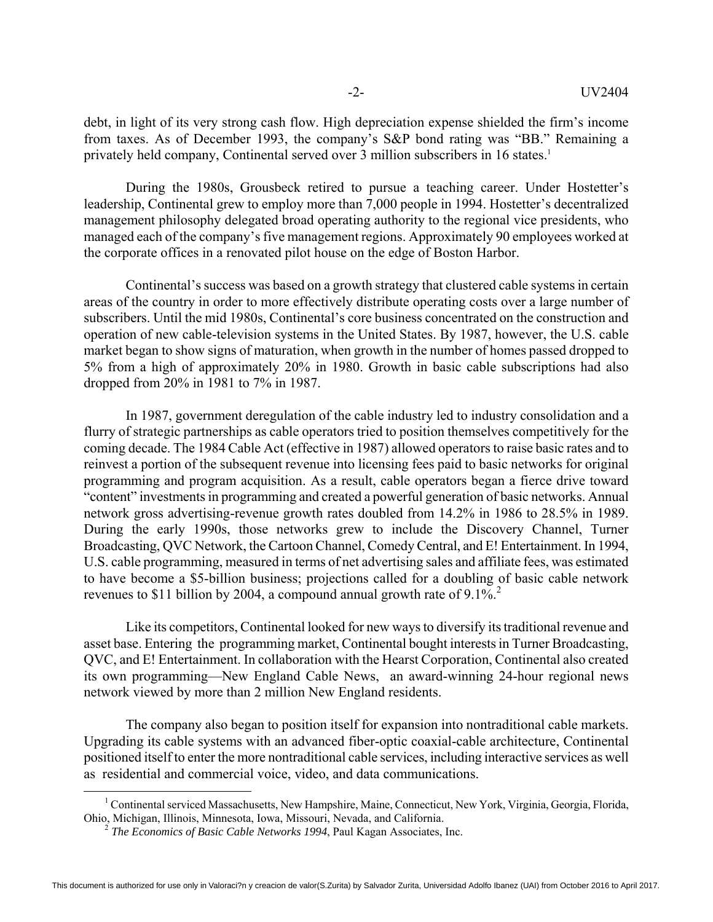debt, in light of its very strong cash flow. High depreciation expense shielded the firm's income from taxes. As of December 1993, the company's S&P bond rating was "BB." Remaining a privately held company, Continental served over 3 million subscribers in 16 states.[1]

During the 1980s, Grousbeck retired to pursue a teaching career. Under Hostetter's leadership, Continental grew to employ more than 7,000 people in 1994. Hostetter's decentralized management philosophy delegated broad operating authority to the regional vice presidents, who managed each of the company's five management regions. Approximately 90 employees worked at the corporate offices in a renovated pilot house on the edge of Boston Harbor.

Continental's success was based on a growth strategy that clustered cable systems in certain areas of the country in order to more effectively distribute operating costs over a large number of subscribers. Until the mid 1980s, Continental's core business concentrated on the construction and operation of new cable-television systems in the United States. By 1987, however, the U.S. cable market began to show signs of maturation, when growth in the number of homes passed dropped to 5% from a high of approximately 20% in 1980. Growth in basic cable subscriptions had also dropped from 20% in 1981 to 7% in 1987.

In 1987, government deregulation of the cable industry led to industry consolidation and a flurry of strategic partnerships as cable operators tried to position themselves competitively for the coming decade. The 1984 Cable Act (effective in 1987) allowed operators to raise basic rates and to reinvest a portion of the subsequent revenue into licensing fees paid to basic networks for original programming and program acquisition. As a result, cable operators began a fierce drive toward "content" investments in programming and created a powerful generation of basic networks. Annual network gross advertising-revenue growth rates doubled from 14.2% in 1986 to 28.5% in 1989. During the early 1990s, those networks grew to include the Discovery Channel, Turner Broadcasting, QVC Network, the Cartoon Channel, Comedy Central, and E! Entertainment. In 1994, U.S. cable programming, measured in terms of net advertising sales and affiliate fees, was estimated to have become a $5-billion business; projections called for a doubling of basic cable network revenues to $11 billion by 2004, a compound annual growth rate of 9.1%.[2]

Like its competitors, Continental looked for new ways to diversify its traditional revenue and asset base. Entering the programming market, Continental bought interests in Turner Broadcasting, QVC, and E! Entertainment. In collaboration with the Hearst Corporation, Continental also created its own programming—New England Cable News, an award-winning 24-hour regional news network viewed by more than 2 million New England residents.

The company also began to position itself for expansion into nontraditional cable markets. Upgrading its cable systems with an advanced fiber-optic coaxial-cable architecture, Continental positioned itself to enter the more nontraditional cable services, including interactive services as well as residential and commercial voice, video, and data communications.

---

[1] Continental serviced Massachusetts, New Hampshire, Maine, Connecticut, New York, Virginia, Georgia, Florida, Ohio, Michigan, Illinois, Minnesota, Iowa, Missouri, Nevada, and California.

[2] *The Economics of Basic Cable Networks 1994*, Paul Kagan Associates, Inc.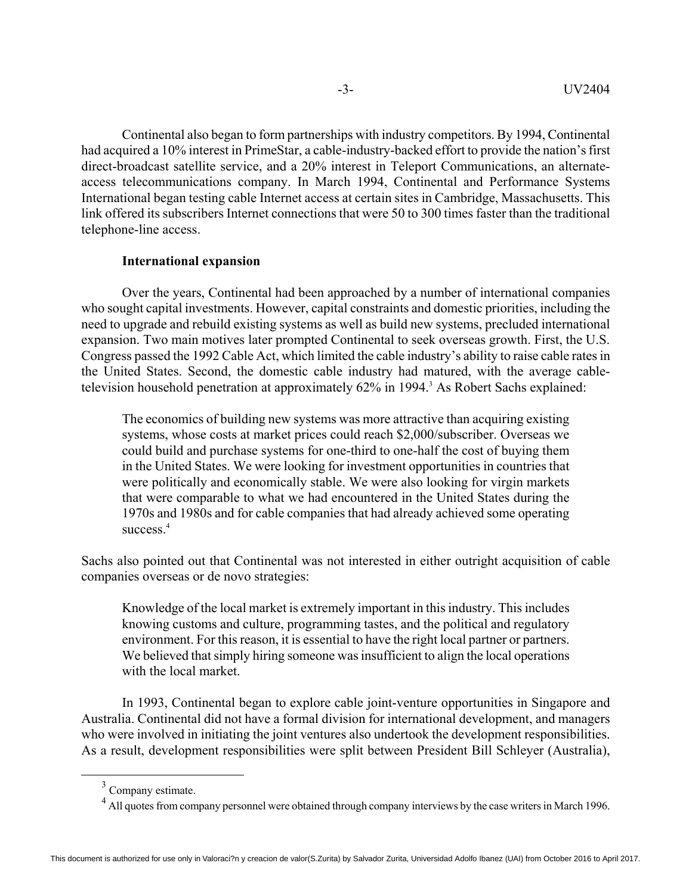Continental also began to form partnerships with industry competitors. By 1994, Continental had acquired a 10% interest in PrimeStar, a cable-industry-backed effort to provide the nation's first direct-broadcast satellite service, and a 20% interest in Teleport Communications, an alternate-access telecommunications company. In March 1994, Continental and Performance Systems International began testing cable Internet access at certain sites in Cambridge, Massachusetts. This link offered its subscribers Internet connections that were 50 to 300 times faster than the traditional telephone-line access.

**International expansion**

Over the years, Continental had been approached by a number of international companies who sought capital investments. However, capital constraints and domestic priorities, including the need to upgrade and rebuild existing systems as well as build new systems, precluded international expansion. Two main motives later prompted Continental to seek overseas growth. First, the U.S. Congress passed the 1992 Cable Act, which limited the cable industry's ability to raise cable rates in the United States. Second, the domestic cable industry had matured, with the average cable-television household penetration at approximately 62% in 1994.[3] As Robert Sachs explained:

> The economics of building new systems was more attractive than acquiring existing systems, whose costs at market prices could reach \$2,000/subscriber. Overseas we could build and purchase systems for one-third to one-half the cost of buying them in the United States. We were looking for investment opportunities in countries that were politically and economically stable. We were also looking for virgin markets that were comparable to what we had encountered in the United States during the 1970s and 1980s and for cable companies that had already achieved some operating success.[4]

Sachs also pointed out that Continental was not interested in either outright acquisition of cable companies overseas or de novo strategies:

> Knowledge of the local market is extremely important in this industry. This includes knowing customs and culture, programming tastes, and the political and regulatory environment. For this reason, it is essential to have the right local partner or partners. We believed that simply hiring someone was insufficient to align the local operations with the local market.

In 1993, Continental began to explore cable joint-venture opportunities in Singapore and Australia. Continental did not have a formal division for international development, and managers who were involved in initiating the joint ventures also undertook the development responsibilities. As a result, development responsibilities were split between President Bill Schleyer (Australia),

---

[3] Company estimate.

[4] All quotes from company personnel were obtained through company interviews by the case writers in March 1996.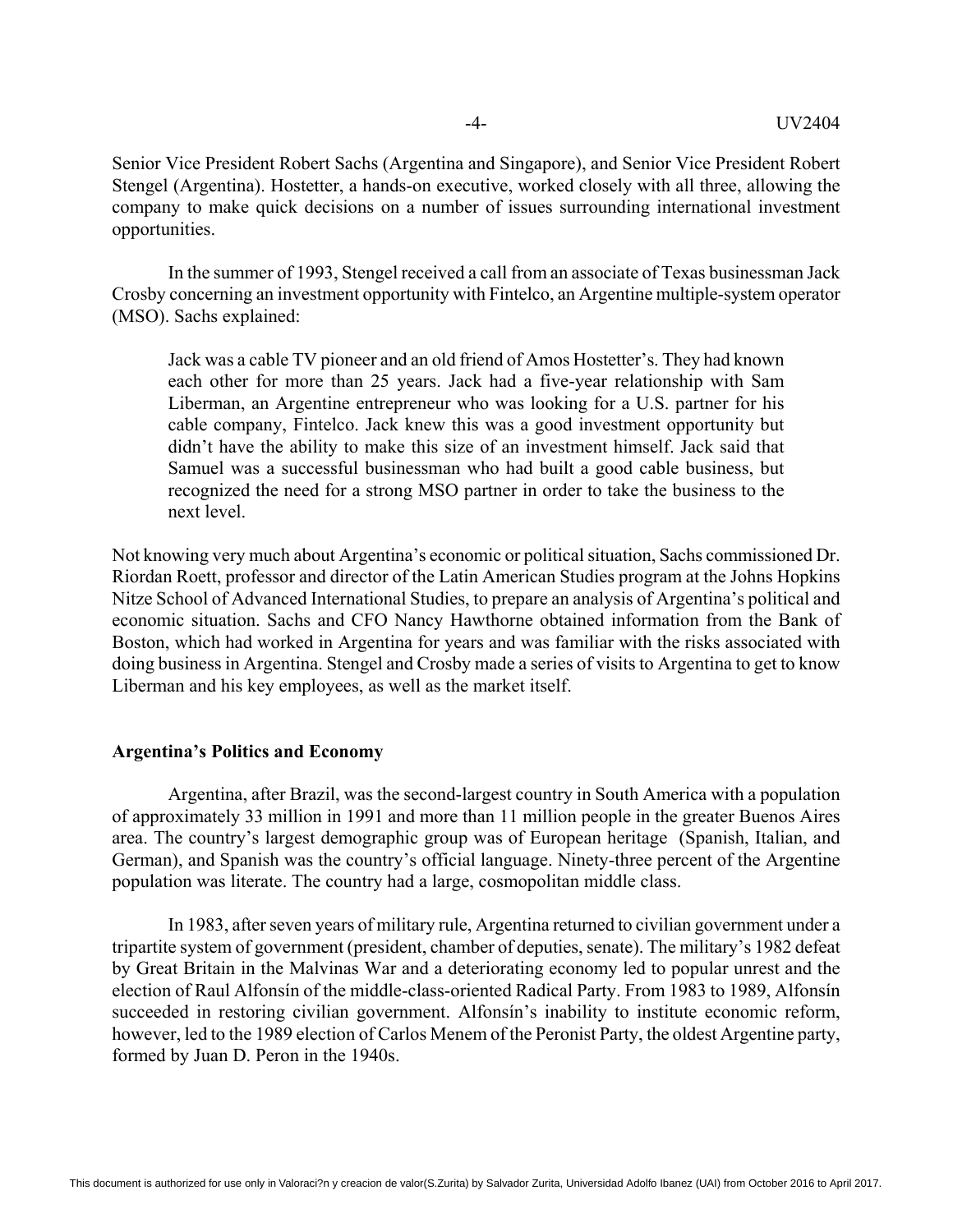Senior Vice President Robert Sachs (Argentina and Singapore), and Senior Vice President Robert Stengel (Argentina). Hostetter, a hands-on executive, worked closely with all three, allowing the company to make quick decisions on a number of issues surrounding international investment opportunities.

In the summer of 1993, Stengel received a call from an associate of Texas businessman Jack Crosby concerning an investment opportunity with Fintelco, an Argentine multiple-system operator (MSO). Sachs explained:

> Jack was a cable TV pioneer and an old friend of Amos Hostetter's. They had known each other for more than 25 years. Jack had a five-year relationship with Sam Liberman, an Argentine entrepreneur who was looking for a U.S. partner for his cable company, Fintelco. Jack knew this was a good investment opportunity but didn't have the ability to make this size of an investment himself. Jack said that Samuel was a successful businessman who had built a good cable business, but recognized the need for a strong MSO partner in order to take the business to the next level.

Not knowing very much about Argentina's economic or political situation, Sachs commissioned Dr. Riordan Roett, professor and director of the Latin American Studies program at the Johns Hopkins Nitze School of Advanced International Studies, to prepare an analysis of Argentina's political and economic situation. Sachs and CFO Nancy Hawthorne obtained information from the Bank of Boston, which had worked in Argentina for years and was familiar with the risks associated with doing business in Argentina. Stengel and Crosby made a series of visits to Argentina to get to know Liberman and his key employees, as well as the market itself.

## Argentina's Politics and Economy

Argentina, after Brazil, was the second-largest country in South America with a population of approximately 33 million in 1991 and more than 11 million people in the greater Buenos Aires area. The country's largest demographic group was of European heritage (Spanish, Italian, and German), and Spanish was the country's official language. Ninety-three percent of the Argentine population was literate. The country had a large, cosmopolitan middle class.

In 1983, after seven years of military rule, Argentina returned to civilian government under a tripartite system of government (president, chamber of deputies, senate). The military's 1982 defeat by Great Britain in the Malvinas War and a deteriorating economy led to popular unrest and the election of Raul Alfonsín of the middle-class-oriented Radical Party. From 1983 to 1989, Alfonsín succeeded in restoring civilian government. Alfonsín's inability to institute economic reform, however, led to the 1989 election of Carlos Menem of the Peronist Party, the oldest Argentine party, formed by Juan D. Peron in the 1940s.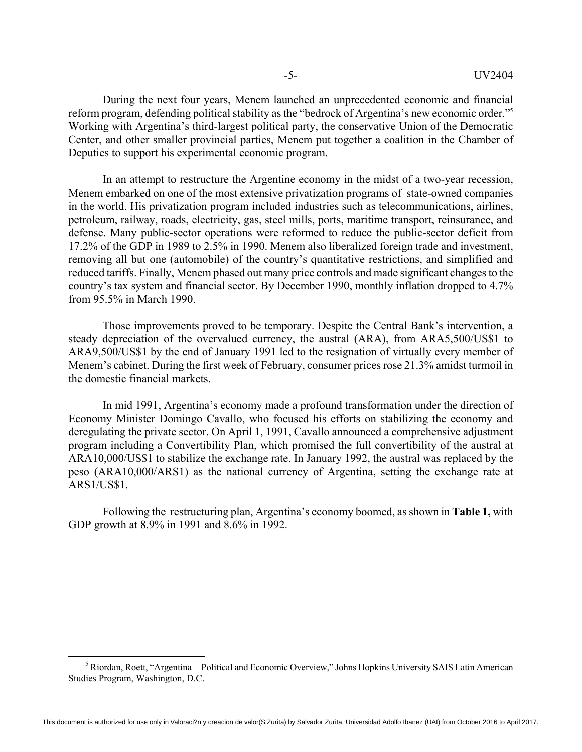During the next four years, Menem launched an unprecedented economic and financial reform program, defending political stability as the "bedrock of Argentina's new economic order."[5] Working with Argentina's third-largest political party, the conservative Union of the Democratic Center, and other smaller provincial parties, Menem put together a coalition in the Chamber of Deputies to support his experimental economic program.

In an attempt to restructure the Argentine economy in the midst of a two-year recession, Menem embarked on one of the most extensive privatization programs of state-owned companies in the world. His privatization program included industries such as telecommunications, airlines, petroleum, railway, roads, electricity, gas, steel mills, ports, maritime transport, reinsurance, and defense. Many public-sector operations were reformed to reduce the public-sector deficit from 17.2% of the GDP in 1989 to 2.5% in 1990. Menem also liberalized foreign trade and investment, removing all but one (automobile) of the country's quantitative restrictions, and simplified and reduced tariffs. Finally, Menem phased out many price controls and made significant changes to the country's tax system and financial sector. By December 1990, monthly inflation dropped to 4.7% from 95.5% in March 1990.

Those improvements proved to be temporary. Despite the Central Bank's intervention, a steady depreciation of the overvalued currency, the austral (ARA), from ARA5,500/US$1 to ARA9,500/US$1 by the end of January 1991 led to the resignation of virtually every member of Menem's cabinet. During the first week of February, consumer prices rose 21.3% amidst turmoil in the domestic financial markets.

In mid 1991, Argentina's economy made a profound transformation under the direction of Economy Minister Domingo Cavallo, who focused his efforts on stabilizing the economy and deregulating the private sector. On April 1, 1991, Cavallo announced a comprehensive adjustment program including a Convertibility Plan, which promised the full convertibility of the austral at ARA10,000/US$1 to stabilize the exchange rate. In January 1992, the austral was replaced by the peso (ARA10,000/ARS1) as the national currency of Argentina, setting the exchange rate at ARS1/US$1.

Following the restructuring plan, Argentina's economy boomed, as shown in **Table 1,** with GDP growth at 8.9% in 1991 and 8.6% in 1992.

---

[5] Riordan, Roett, "Argentina—Political and Economic Overview," Johns Hopkins University SAIS Latin American Studies Program, Washington, D.C.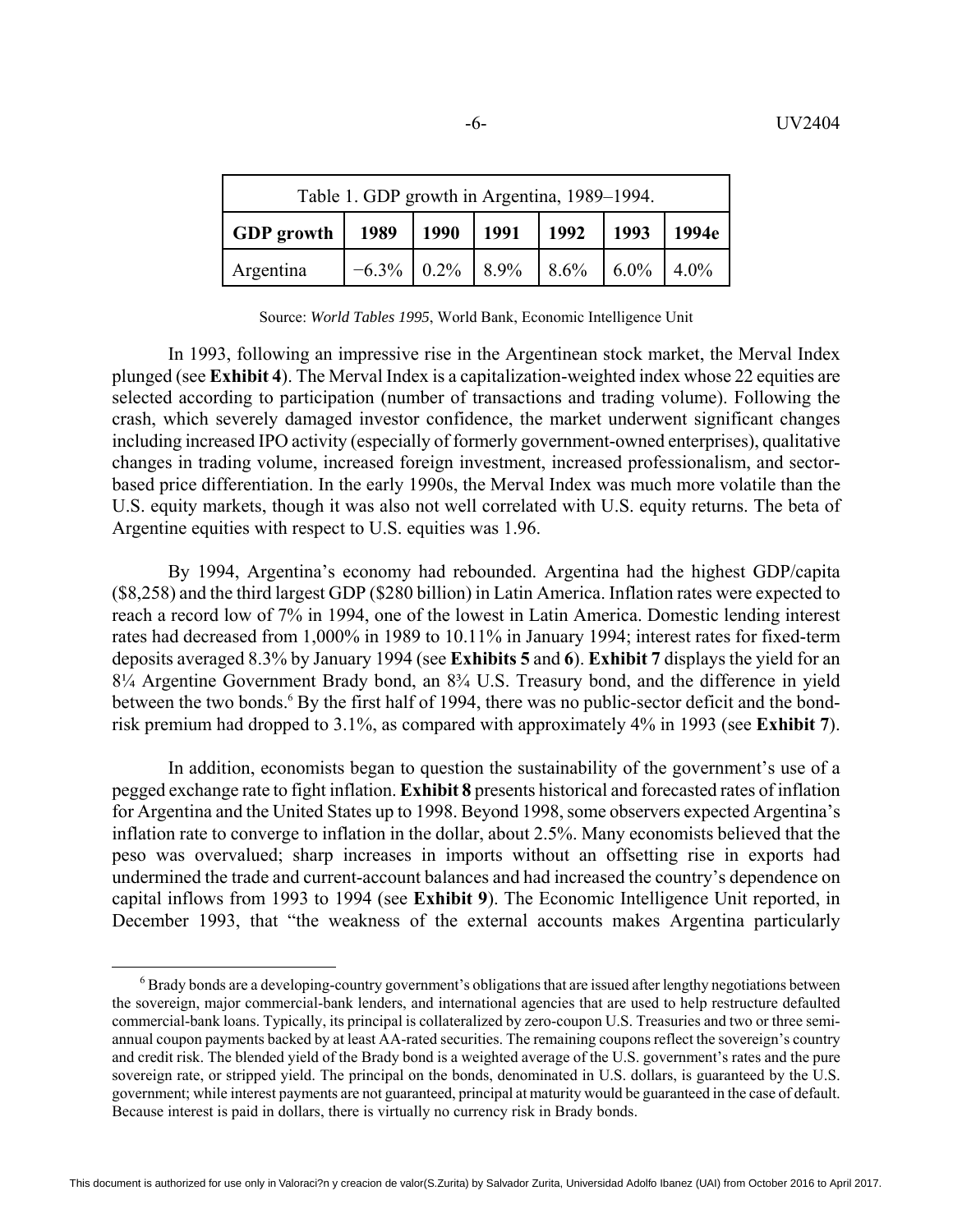| Table 1. GDP growth in Argentina, 1989–1994. | | | | | | |
|---|---|---|---|---|---|---|
| **GDP growth** | **1989** | **1990** | **1991** | **1992** | **1993** | **1994e** |
| Argentina | −6.3% | 0.2% | 8.9% | 8.6% | 6.0% | 4.0% |

Source: *World Tables 1995*, World Bank, Economic Intelligence Unit

In 1993, following an impressive rise in the Argentinean stock market, the Merval Index plunged (see **Exhibit 4**). The Merval Index is a capitalization-weighted index whose 22 equities are selected according to participation (number of transactions and trading volume). Following the crash, which severely damaged investor confidence, the market underwent significant changes including increased IPO activity (especially of formerly government-owned enterprises), qualitative changes in trading volume, increased foreign investment, increased professionalism, and sector-based price differentiation. In the early 1990s, the Merval Index was much more volatile than the U.S. equity markets, though it was also not well correlated with U.S. equity returns. The beta of Argentine equities with respect to U.S. equities was 1.96.

By 1994, Argentina's economy had rebounded. Argentina had the highest GDP/capita ($8,258) and the third largest GDP ($280 billion) in Latin America. Inflation rates were expected to reach a record low of 7% in 1994, one of the lowest in Latin America. Domestic lending interest rates had decreased from 1,000% in 1989 to 10.11% in January 1994; interest rates for fixed-term deposits averaged 8.3% by January 1994 (see **Exhibits 5** and **6**). **Exhibit 7** displays the yield for an 8¼ Argentine Government Brady bond, an 8¾ U.S. Treasury bond, and the difference in yield between the two bonds.[6] By the first half of 1994, there was no public-sector deficit and the bond-risk premium had dropped to 3.1%, as compared with approximately 4% in 1993 (see **Exhibit 7**).

In addition, economists began to question the sustainability of the government's use of a pegged exchange rate to fight inflation. **Exhibit 8** presents historical and forecasted rates of inflation for Argentina and the United States up to 1998. Beyond 1998, some observers expected Argentina's inflation rate to converge to inflation in the dollar, about 2.5%. Many economists believed that the peso was overvalued; sharp increases in imports without an offsetting rise in exports had undermined the trade and current-account balances and had increased the country's dependence on capital inflows from 1993 to 1994 (see **Exhibit 9**). The Economic Intelligence Unit reported, in December 1993, that "the weakness of the external accounts makes Argentina particularly

[6] Brady bonds are a developing-country government's obligations that are issued after lengthy negotiations between the sovereign, major commercial-bank lenders, and international agencies that are used to help restructure defaulted commercial-bank loans. Typically, its principal is collateralized by zero-coupon U.S. Treasuries and two or three semi-annual coupon payments backed by at least AA-rated securities. The remaining coupons reflect the sovereign's country and credit risk. The blended yield of the Brady bond is a weighted average of the U.S. government's rates and the pure sovereign rate, or stripped yield. The principal on the bonds, denominated in U.S. dollars, is guaranteed by the U.S. government; while interest payments are not guaranteed, principal at maturity would be guaranteed in the case of default. Because interest is paid in dollars, there is virtually no currency risk in Brady bonds.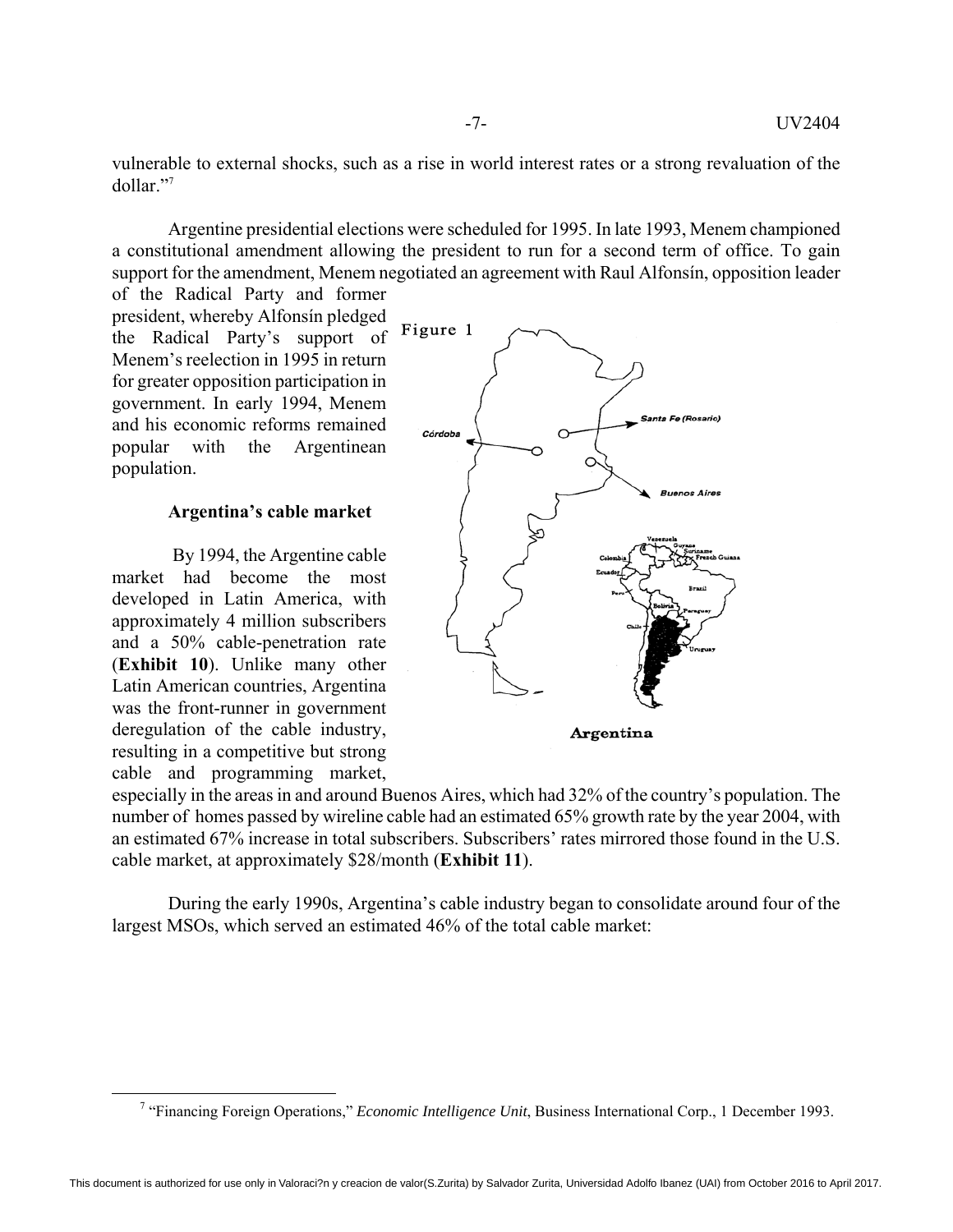vulnerable to external shocks, such as a rise in world interest rates or a strong revaluation of the dollar."[7]

Argentine presidential elections were scheduled for 1995. In late 1993, Menem championed a constitutional amendment allowing the president to run for a second term of office. To gain support for the amendment, Menem negotiated an agreement with Raul Alfonsín, opposition leader of the Radical Party and former president, whereby Alfonsín pledged the Radical Party's support of Menem's reelection in 1995 in return for greater opposition participation in government. In early 1994, Menem and his economic reforms remained popular with the Argentinean population.

**Argentina's cable market**

By 1994, the Argentine cable market had become the most developed in Latin America, with approximately 4 million subscribers and a 50% cable-penetration rate (**Exhibit 10**). Unlike many other Latin American countries, Argentina was the front-runner in government deregulation of the cable industry, resulting in a competitive but strong cable and programming market, especially in the areas in and around Buenos Aires, which had 32% of the country's population. The number of homes passed by wireline cable had an estimated 65% growth rate by the year 2004, with an estimated 67% increase in total subscribers. Subscribers' rates mirrored those found in the U.S. cable market, at approximately \$28/month (**Exhibit 11**).

Figure 1

Argentina

During the early 1990s, Argentina's cable industry began to consolidate around four of the largest MSOs, which served an estimated 46% of the total cable market:

[7] "Financing Foreign Operations," *Economic Intelligence Unit*, Business International Corp., 1 December 1993.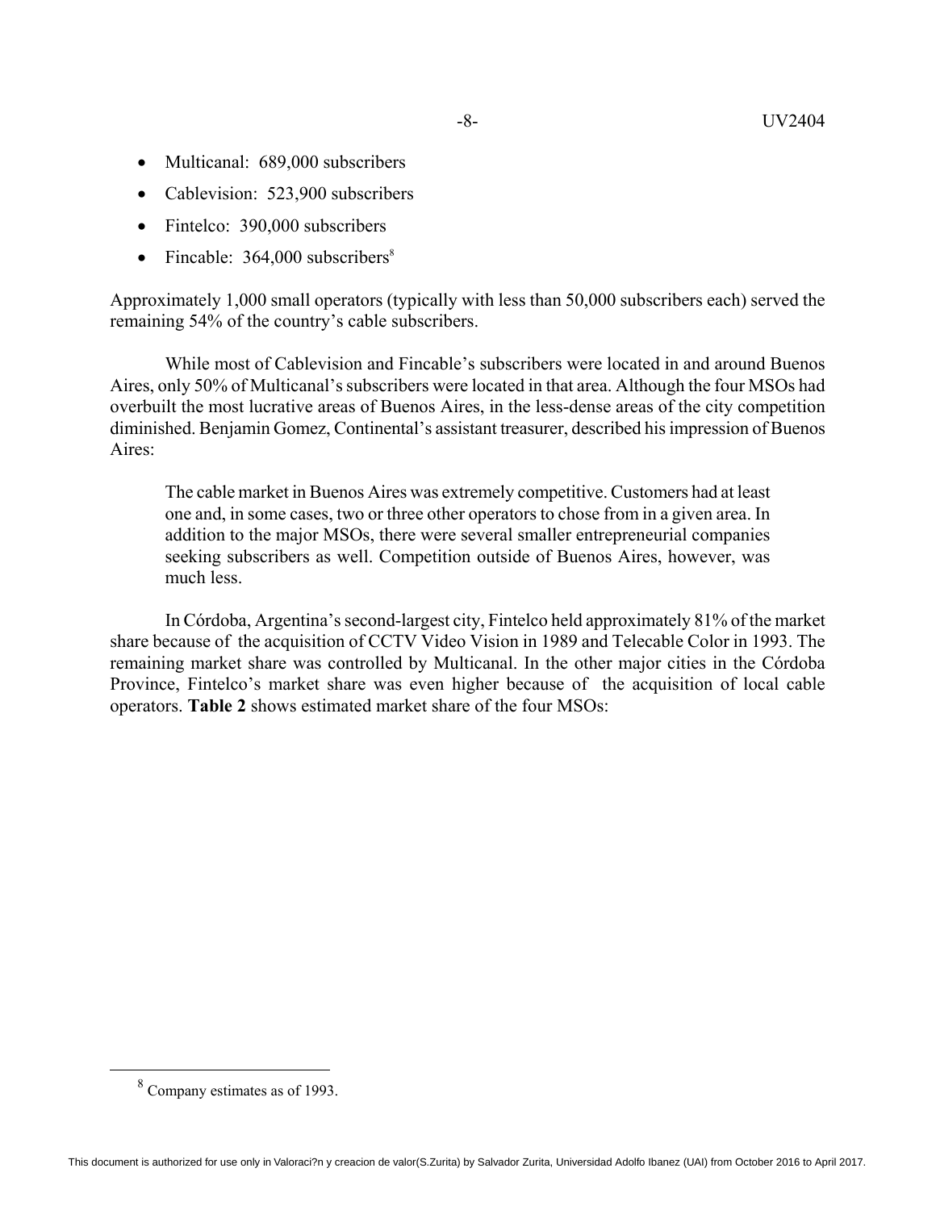- Multicanal: 689,000 subscribers
- Cablevision: 523,900 subscribers
- Fintelco: 390,000 subscribers
- Fincable: 364,000 subscribers[8]

Approximately 1,000 small operators (typically with less than 50,000 subscribers each) served the remaining 54% of the country's cable subscribers.

While most of Cablevision and Fincable's subscribers were located in and around Buenos Aires, only 50% of Multicanal's subscribers were located in that area. Although the four MSOs had overbuilt the most lucrative areas of Buenos Aires, in the less-dense areas of the city competition diminished. Benjamin Gomez, Continental's assistant treasurer, described his impression of Buenos Aires:

> The cable market in Buenos Aires was extremely competitive. Customers had at least one and, in some cases, two or three other operators to chose from in a given area. In addition to the major MSOs, there were several smaller entrepreneurial companies seeking subscribers as well. Competition outside of Buenos Aires, however, was much less.

In Córdoba, Argentina's second-largest city, Fintelco held approximately 81% of the market share because of the acquisition of CCTV Video Vision in 1989 and Telecable Color in 1993. The remaining market share was controlled by Multicanal. In the other major cities in the Córdoba Province, Fintelco's market share was even higher because of the acquisition of local cable operators. **Table 2** shows estimated market share of the four MSOs:

[8] Company estimates as of 1993.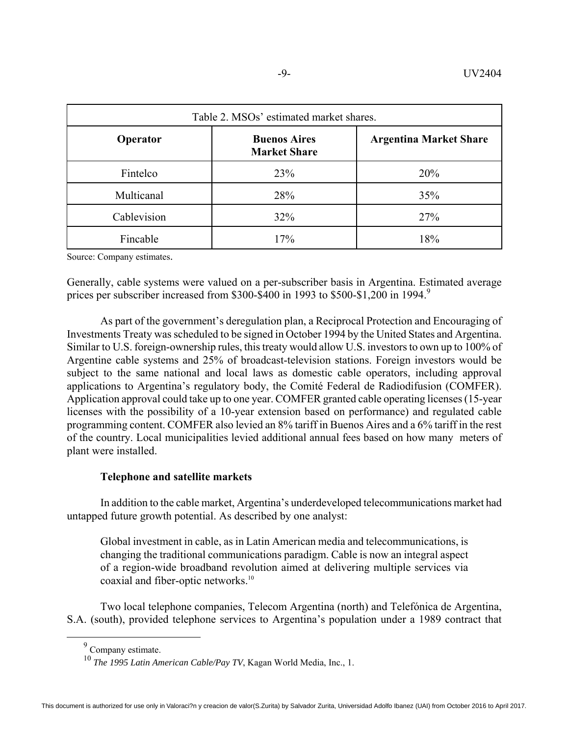| Table 2. MSOs' estimated market shares. | | |
|---|---|---|
| **Operator** | **Buenos Aires Market Share** | **Argentina Market Share** |
| Fintelco | 23% | 20% |
| Multicanal | 28% | 35% |
| Cablevision | 32% | 27% |
| Fincable | 17% | 18% |

Source: Company estimates.

Generally, cable systems were valued on a per-subscriber basis in Argentina. Estimated average prices per subscriber increased from \$300-\$400 in 1993 to \$500-\$1,200 in 1994.[9]

As part of the government's deregulation plan, a Reciprocal Protection and Encouraging of Investments Treaty was scheduled to be signed in October 1994 by the United States and Argentina. Similar to U.S. foreign-ownership rules, this treaty would allow U.S. investors to own up to 100% of Argentine cable systems and 25% of broadcast-television stations. Foreign investors would be subject to the same national and local laws as domestic cable operators, including approval applications to Argentina's regulatory body, the Comité Federal de Radiodifusion (COMFER). Application approval could take up to one year. COMFER granted cable operating licenses (15-year licenses with the possibility of a 10-year extension based on performance) and regulated cable programming content. COMFER also levied an 8% tariff in Buenos Aires and a 6% tariff in the rest of the country. Local municipalities levied additional annual fees based on how many meters of plant were installed.

### Telephone and satellite markets

In addition to the cable market, Argentina's underdeveloped telecommunications market had untapped future growth potential. As described by one analyst:

> Global investment in cable, as in Latin American media and telecommunications, is changing the traditional communications paradigm. Cable is now an integral aspect of a region-wide broadband revolution aimed at delivering multiple services via coaxial and fiber-optic networks.[10]

Two local telephone companies, Telecom Argentina (north) and Telefónica de Argentina, S.A. (south), provided telephone services to Argentina's population under a 1989 contract that

---

[9] Company estimate.

[10] *The 1995 Latin American Cable/Pay TV*, Kagan World Media, Inc., 1.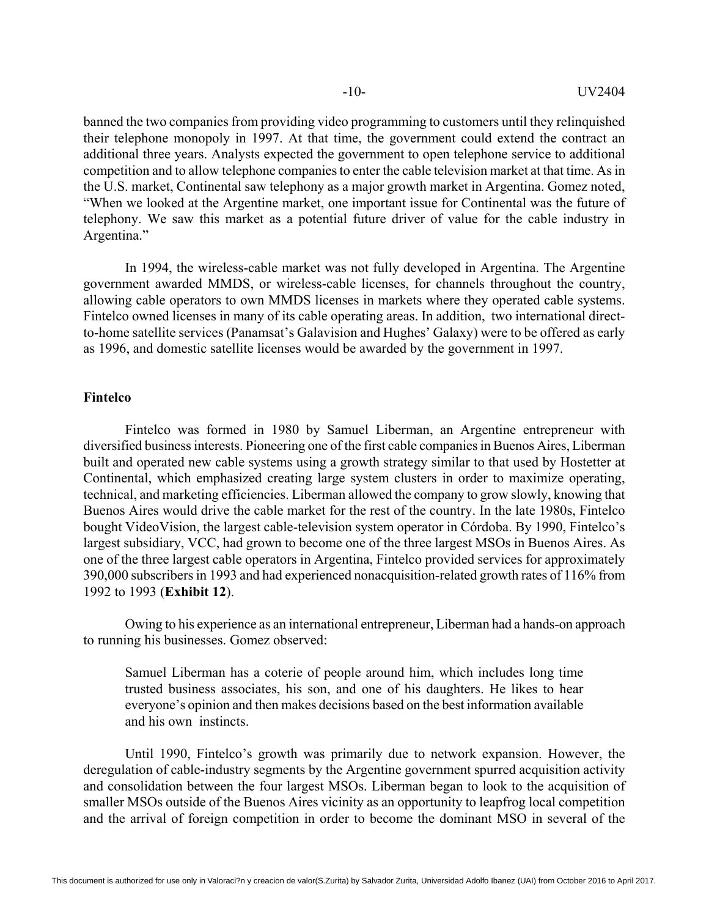banned the two companies from providing video programming to customers until they relinquished their telephone monopoly in 1997. At that time, the government could extend the contract an additional three years. Analysts expected the government to open telephone service to additional competition and to allow telephone companies to enter the cable television market at that time. As in the U.S. market, Continental saw telephony as a major growth market in Argentina. Gomez noted, "When we looked at the Argentine market, one important issue for Continental was the future of telephony. We saw this market as a potential future driver of value for the cable industry in Argentina."

In 1994, the wireless-cable market was not fully developed in Argentina. The Argentine government awarded MMDS, or wireless-cable licenses, for channels throughout the country, allowing cable operators to own MMDS licenses in markets where they operated cable systems. Fintelco owned licenses in many of its cable operating areas. In addition, two international direct-to-home satellite services (Panamsat's Galavision and Hughes' Galaxy) were to be offered as early as 1996, and domestic satellite licenses would be awarded by the government in 1997.

## Fintelco

Fintelco was formed in 1980 by Samuel Liberman, an Argentine entrepreneur with diversified business interests. Pioneering one of the first cable companies in Buenos Aires, Liberman built and operated new cable systems using a growth strategy similar to that used by Hostetter at Continental, which emphasized creating large system clusters in order to maximize operating, technical, and marketing efficiencies. Liberman allowed the company to grow slowly, knowing that Buenos Aires would drive the cable market for the rest of the country. In the late 1980s, Fintelco bought VideoVision, the largest cable-television system operator in Córdoba. By 1990, Fintelco's largest subsidiary, VCC, had grown to become one of the three largest MSOs in Buenos Aires. As one of the three largest cable operators in Argentina, Fintelco provided services for approximately 390,000 subscribers in 1993 and had experienced nonacquisition-related growth rates of 116% from 1992 to 1993 (**Exhibit 12**).

Owing to his experience as an international entrepreneur, Liberman had a hands-on approach to running his businesses. Gomez observed:

> Samuel Liberman has a coterie of people around him, which includes long time trusted business associates, his son, and one of his daughters. He likes to hear everyone's opinion and then makes decisions based on the best information available and his own instincts.

Until 1990, Fintelco's growth was primarily due to network expansion. However, the deregulation of cable-industry segments by the Argentine government spurred acquisition activity and consolidation between the four largest MSOs. Liberman began to look to the acquisition of smaller MSOs outside of the Buenos Aires vicinity as an opportunity to leapfrog local competition and the arrival of foreign competition in order to become the dominant MSO in several of the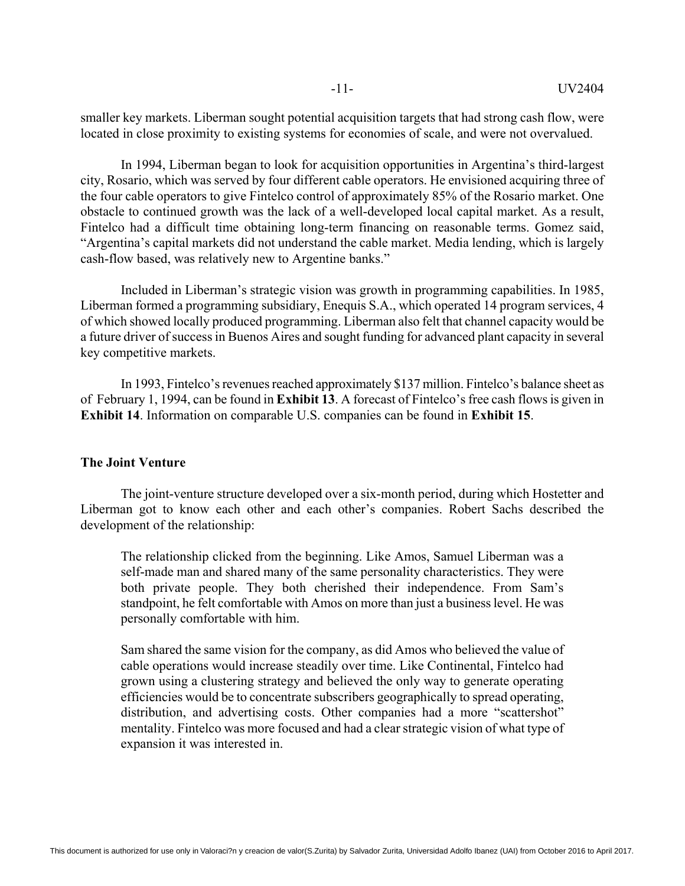smaller key markets. Liberman sought potential acquisition targets that had strong cash flow, were located in close proximity to existing systems for economies of scale, and were not overvalued.

In 1994, Liberman began to look for acquisition opportunities in Argentina's third-largest city, Rosario, which was served by four different cable operators. He envisioned acquiring three of the four cable operators to give Fintelco control of approximately 85% of the Rosario market. One obstacle to continued growth was the lack of a well-developed local capital market. As a result, Fintelco had a difficult time obtaining long-term financing on reasonable terms. Gomez said, "Argentina's capital markets did not understand the cable market. Media lending, which is largely cash-flow based, was relatively new to Argentine banks."

Included in Liberman's strategic vision was growth in programming capabilities. In 1985, Liberman formed a programming subsidiary, Enequis S.A., which operated 14 program services, 4 of which showed locally produced programming. Liberman also felt that channel capacity would be a future driver of success in Buenos Aires and sought funding for advanced plant capacity in several key competitive markets.

In 1993, Fintelco's revenues reached approximately $137 million. Fintelco's balance sheet as of February 1, 1994, can be found in **Exhibit 13**. A forecast of Fintelco's free cash flows is given in **Exhibit 14**. Information on comparable U.S. companies can be found in **Exhibit 15**.

## The Joint Venture

The joint-venture structure developed over a six-month period, during which Hostetter and Liberman got to know each other and each other's companies. Robert Sachs described the development of the relationship:

> The relationship clicked from the beginning. Like Amos, Samuel Liberman was a self-made man and shared many of the same personality characteristics. They were both private people. They both cherished their independence. From Sam's standpoint, he felt comfortable with Amos on more than just a business level. He was personally comfortable with him.
>
> Sam shared the same vision for the company, as did Amos who believed the value of cable operations would increase steadily over time. Like Continental, Fintelco had grown using a clustering strategy and believed the only way to generate operating efficiencies would be to concentrate subscribers geographically to spread operating, distribution, and advertising costs. Other companies had a more "scattershot" mentality. Fintelco was more focused and had a clear strategic vision of what type of expansion it was interested in.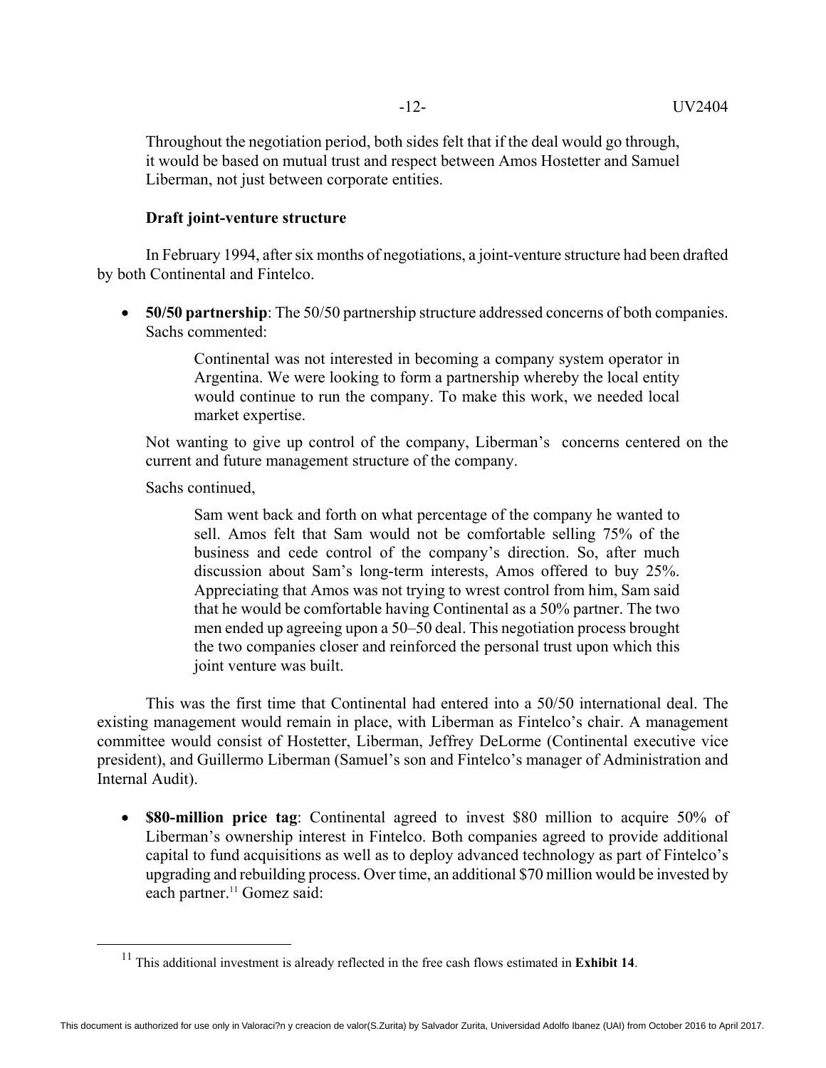Throughout the negotiation period, both sides felt that if the deal would go through, it would be based on mutual trust and respect between Amos Hostetter and Samuel Liberman, not just between corporate entities.

### Draft joint-venture structure

In February 1994, after six months of negotiations, a joint-venture structure had been drafted by both Continental and Fintelco.

- **50/50 partnership**: The 50/50 partnership structure addressed concerns of both companies. Sachs commented:

  > Continental was not interested in becoming a company system operator in Argentina. We were looking to form a partnership whereby the local entity would continue to run the company. To make this work, we needed local market expertise.

  Not wanting to give up control of the company, Liberman's concerns centered on the current and future management structure of the company.

  Sachs continued,

  > Sam went back and forth on what percentage of the company he wanted to sell. Amos felt that Sam would not be comfortable selling 75% of the business and cede control of the company's direction. So, after much discussion about Sam's long-term interests, Amos offered to buy 25%. Appreciating that Amos was not trying to wrest control from him, Sam said that he would be comfortable having Continental as a 50% partner. The two men ended up agreeing upon a 50–50 deal. This negotiation process brought the two companies closer and reinforced the personal trust upon which this joint venture was built.

This was the first time that Continental had entered into a 50/50 international deal. The existing management would remain in place, with Liberman as Fintelco's chair. A management committee would consist of Hostetter, Liberman, Jeffrey DeLorme (Continental executive vice president), and Guillermo Liberman (Samuel's son and Fintelco's manager of Administration and Internal Audit).

- **\$80-million price tag**: Continental agreed to invest \$80 million to acquire 50% of Liberman's ownership interest in Fintelco. Both companies agreed to provide additional capital to fund acquisitions as well as to deploy advanced technology as part of Fintelco's upgrading and rebuilding process. Over time, an additional \$70 million would be invested by each partner.[11] Gomez said:

---

[11] This additional investment is already reflected in the free cash flows estimated in **Exhibit 14**.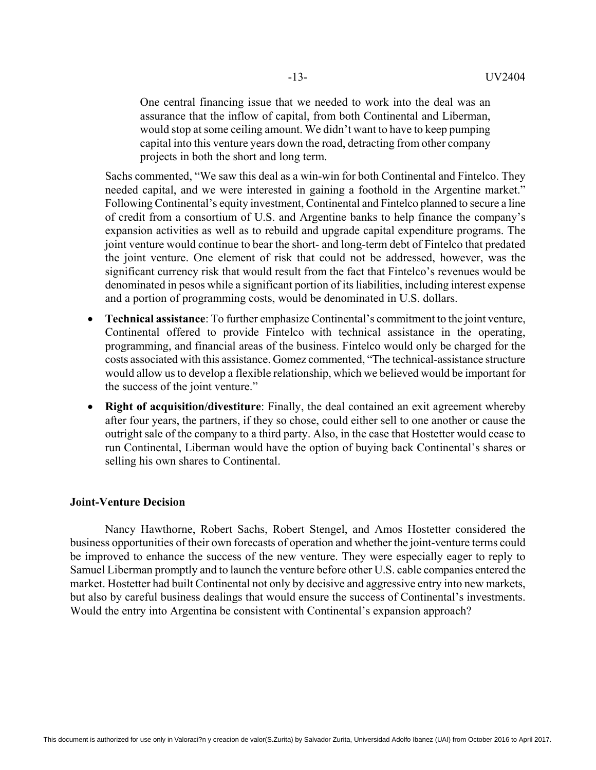> One central financing issue that we needed to work into the deal was an assurance that the inflow of capital, from both Continental and Liberman, would stop at some ceiling amount. We didn't want to have to keep pumping capital into this venture years down the road, detracting from other company projects in both the short and long term.

Sachs commented, "We saw this deal as a win-win for both Continental and Fintelco. They needed capital, and we were interested in gaining a foothold in the Argentine market." Following Continental's equity investment, Continental and Fintelco planned to secure a line of credit from a consortium of U.S. and Argentine banks to help finance the company's expansion activities as well as to rebuild and upgrade capital expenditure programs. The joint venture would continue to bear the short- and long-term debt of Fintelco that predated the joint venture. One element of risk that could not be addressed, however, was the significant currency risk that would result from the fact that Fintelco's revenues would be denominated in pesos while a significant portion of its liabilities, including interest expense and a portion of programming costs, would be denominated in U.S. dollars.

- **Technical assistance**: To further emphasize Continental's commitment to the joint venture, Continental offered to provide Fintelco with technical assistance in the operating, programming, and financial areas of the business. Fintelco would only be charged for the costs associated with this assistance. Gomez commented, "The technical-assistance structure would allow us to develop a flexible relationship, which we believed would be important for the success of the joint venture."
- **Right of acquisition/divestiture**: Finally, the deal contained an exit agreement whereby after four years, the partners, if they so chose, could either sell to one another or cause the outright sale of the company to a third party. Also, in the case that Hostetter would cease to run Continental, Liberman would have the option of buying back Continental's shares or selling his own shares to Continental.

## Joint-Venture Decision

Nancy Hawthorne, Robert Sachs, Robert Stengel, and Amos Hostetter considered the business opportunities of their own forecasts of operation and whether the joint-venture terms could be improved to enhance the success of the new venture. They were especially eager to reply to Samuel Liberman promptly and to launch the venture before other U.S. cable companies entered the market. Hostetter had built Continental not only by decisive and aggressive entry into new markets, but also by careful business dealings that would ensure the success of Continental's investments. Would the entry into Argentina be consistent with Continental's expansion approach?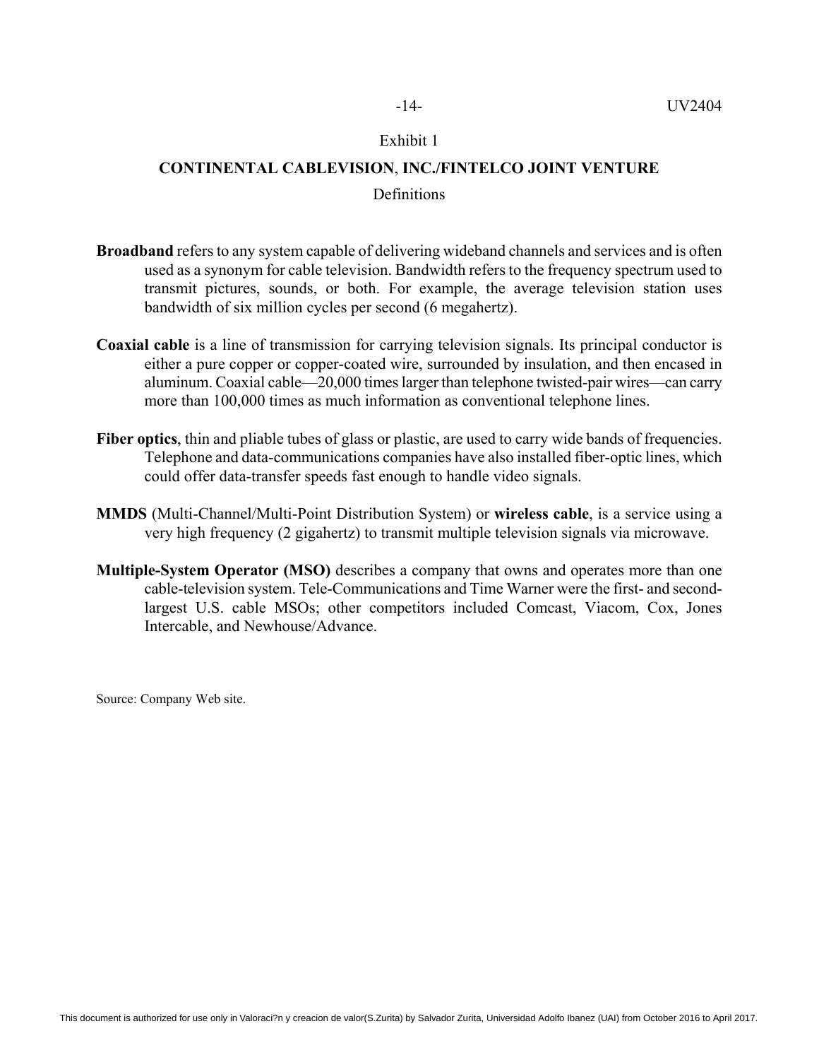Exhibit 1

## CONTINENTAL CABLEVISION, INC./FINTELCO JOINT VENTURE

Definitions

**Broadband** refers to any system capable of delivering wideband channels and services and is often used as a synonym for cable television. Bandwidth refers to the frequency spectrum used to transmit pictures, sounds, or both. For example, the average television station uses bandwidth of six million cycles per second (6 megahertz).

**Coaxial cable** is a line of transmission for carrying television signals. Its principal conductor is either a pure copper or copper-coated wire, surrounded by insulation, and then encased in aluminum. Coaxial cable—20,000 times larger than telephone twisted-pair wires—can carry more than 100,000 times as much information as conventional telephone lines.

**Fiber optics**, thin and pliable tubes of glass or plastic, are used to carry wide bands of frequencies. Telephone and data-communications companies have also installed fiber-optic lines, which could offer data-transfer speeds fast enough to handle video signals.

**MMDS** (Multi-Channel/Multi-Point Distribution System) or **wireless cable**, is a service using a very high frequency (2 gigahertz) to transmit multiple television signals via microwave.

**Multiple-System Operator (MSO)** describes a company that owns and operates more than one cable-television system. Tele-Communications and Time Warner were the first- and second-largest U.S. cable MSOs; other competitors included Comcast, Viacom, Cox, Jones Intercable, and Newhouse/Advance.

Source: Company Web site.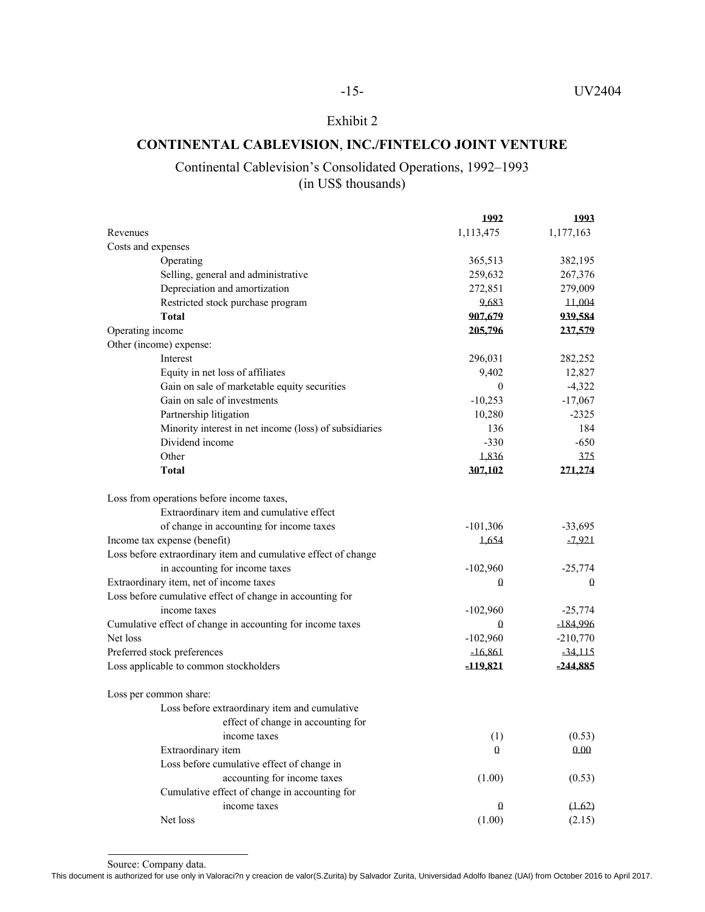Exhibit 2

## CONTINENTAL CABLEVISION, INC./FINTELCO JOINT VENTURE

Continental Cablevision's Consolidated Operations, 1992–1993
(in US$ thousands)

| | 1992 | 1993 |
|---|---|---|
| Revenues | 1,113,475 | 1,177,163 |
| Costs and expenses | | |
| Operating | 365,513 | 382,195 |
| Selling, general and administrative | 259,632 | 267,376 |
| Depreciation and amortization | 272,851 | 279,009 |
| Restricted stock purchase program | 9,683 | 11,004 |
| **Total** | **907,679** | **939,584** |
| Operating income | **205,796** | **237,579** |
| Other (income) expense: | | |
| Interest | 296,031 | 282,252 |
| Equity in net loss of affiliates | 9,402 | 12,827 |
| Gain on sale of marketable equity securities | 0 | -4,322 |
| Gain on sale of investments | -10,253 | -17,067 |
| Partnership litigation | 10,280 | -2325 |
| Minority interest in net income (loss) of subsidiaries | 136 | 184 |
| Dividend income | -330 | -650 |
| Other | 1,836 | 375 |
| **Total** | **307,102** | **271,274** |
| Loss from operations before income taxes, Extraordinary item and cumulative effect of change in accounting for income taxes | -101,306 | -33,695 |
| Income tax expense (benefit) | 1,654 | -7,921 |
| Loss before extraordinary item and cumulative effect of change in accounting for income taxes | -102,960 | -25,774 |
| Extraordinary item, net of income taxes | 0 | 0 |
| Loss before cumulative effect of change in accounting for income taxes | -102,960 | -25,774 |
| Cumulative effect of change in accounting for income taxes | 0 | -184,996 |
| Net loss | -102,960 | -210,770 |
| Preferred stock preferences | -16,861 | -34,115 |
| Loss applicable to common stockholders | **-119,821** | **-244,885** |
| Loss per common share: | | |
| Loss before extraordinary item and cumulative effect of change in accounting for income taxes | (1) | (0.53) |
| Extraordinary item | 0 | 0.00 |
| Loss before cumulative effect of change in accounting for income taxes | (1.00) | (0.53) |
| Cumulative effect of change in accounting for income taxes | 0 | (1.62) |
| Net loss | (1.00) | (2.15) |

Source: Company data.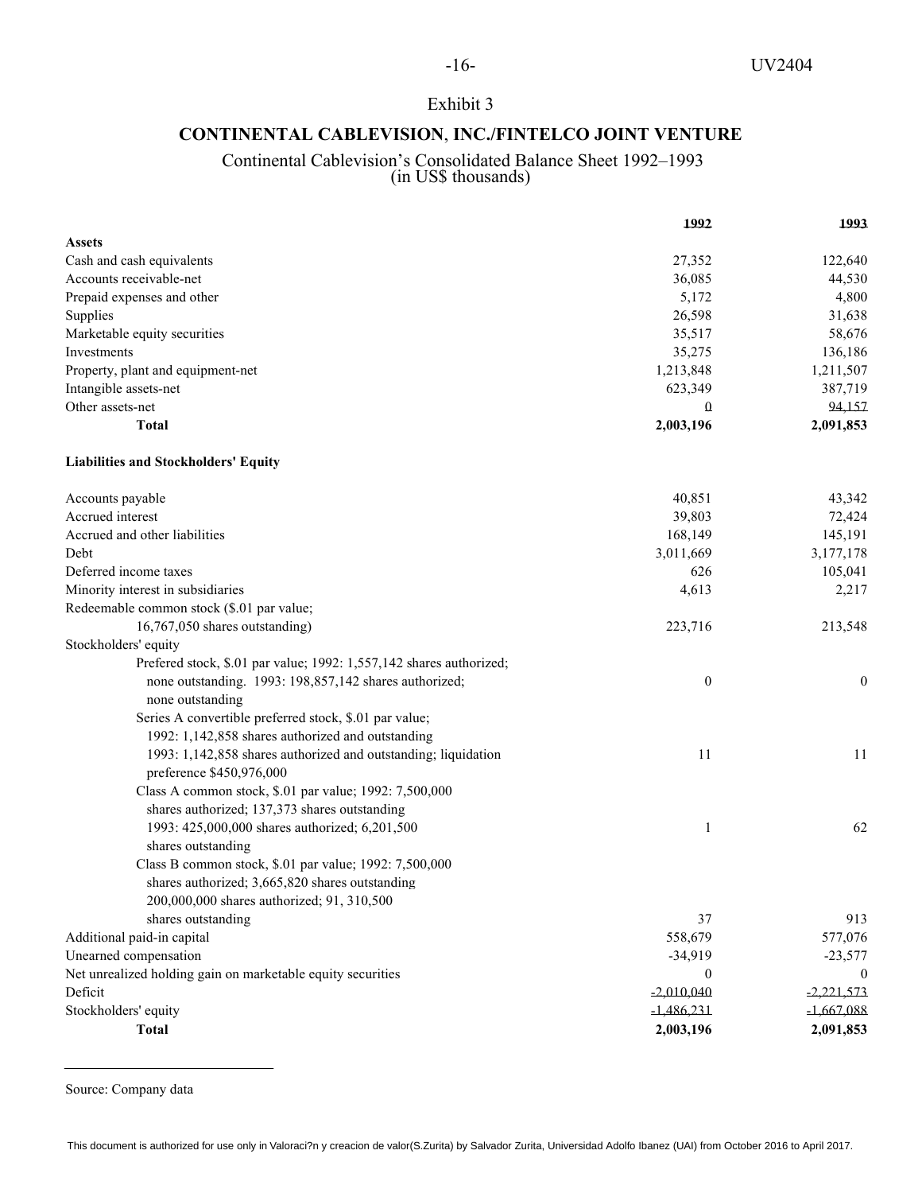Exhibit 3

## CONTINENTAL CABLEVISION, INC./FINTELCO JOINT VENTURE

Continental Cablevision's Consolidated Balance Sheet 1992–1993
(in US$ thousands)

| | 1992 | 1993 |
|---|---|---|
| **Assets** | | |
| Cash and cash equivalents | 27,352 | 122,640 |
| Accounts receivable-net | 36,085 | 44,530 |
| Prepaid expenses and other | 5,172 | 4,800 |
| Supplies | 26,598 | 31,638 |
| Marketable equity securities | 35,517 | 58,676 |
| Investments | 35,275 | 136,186 |
| Property, plant and equipment-net | 1,213,848 | 1,211,507 |
| Intangible assets-net | 623,349 | 387,719 |
| Other assets-net | 0 | 94,157 |
| **Total** | **2,003,196** | **2,091,853** |
| **Liabilities and Stockholders' Equity** | | |
| Accounts payable | 40,851 | 43,342 |
| Accrued interest | 39,803 | 72,424 |
| Accrued and other liabilities | 168,149 | 145,191 |
| Debt | 3,011,669 | 3,177,178 |
| Deferred income taxes | 626 | 105,041 |
| Minority interest in subsidiaries | 4,613 | 2,217 |
| Redeemable common stock ($.01 par value; 16,767,050 shares outstanding) | 223,716 | 213,548 |
| Stockholders' equity | | |
| Prefered stock, $.01 par value; 1992: 1,557,142 shares authorized; none outstanding. 1993: 198,857,142 shares authorized; none outstanding | 0 | 0 |
| Series A convertible preferred stock, $.01 par value; 1992: 1,142,858 shares authorized and outstanding 1993: 1,142,858 shares authorized and outstanding; liquidation preference $450,976,000 | 11 | 11 |
| Class A common stock, $.01 par value; 1992: 7,500,000 shares authorized; 137,373 shares outstanding 1993: 425,000,000 shares authorized; 6,201,500 shares outstanding | 1 | 62 |
| Class B common stock, $.01 par value; 1992: 7,500,000 shares authorized; 3,665,820 shares outstanding 200,000,000 shares authorized; 91, 310,500 shares outstanding | 37 | 913 |
| Additional paid-in capital | 558,679 | 577,076 |
| Unearned compensation | -34,919 | -23,577 |
| Net unrealized holding gain on marketable equity securities | 0 | 0 |
| Deficit | -2,010,040 | -2,221,573 |
| Stockholders' equity | -1,486,231 | -1,667,088 |
| **Total** | **2,003,196** | **2,091,853** |

Source: Company data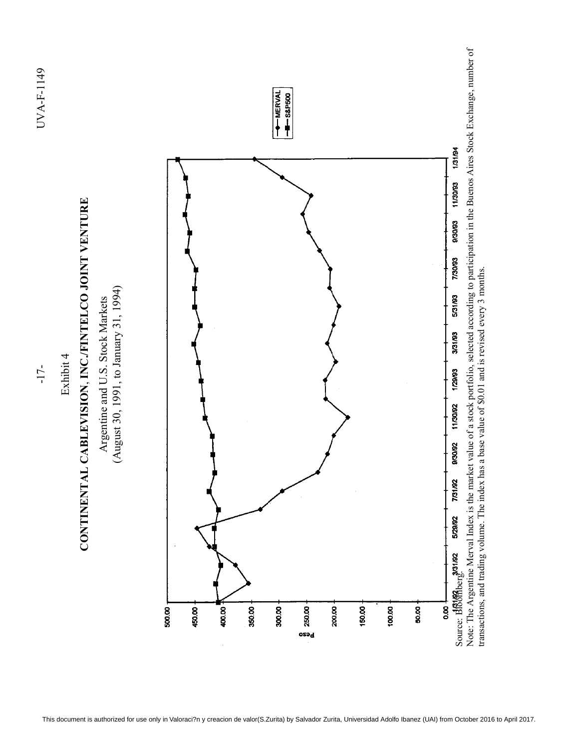Exhibit 4

# CONTINENTAL CABLEVISION, INC./FINTELCO JOINT VENTURE

Argentine and U.S. Stock Markets
(August 30, 1991, to January 31, 1994)

Peso

500.00
450.00
400.00
350.00
300.00
250.00
200.00
150.00
100.00
50.00
0.00

1/31/92 3/31/92 5/29/92 7/31/92 9/30/92 11/30/92 1/29/93 3/31/93 5/31/93 7/30/93 9/30/93 11/30/93 1/31/94

MERVAL
S&P500

Source: Bloomberg.

Note: The Argentine Merval Index is the market value of a stock portfolio, selected according to participation in the Buenos Aires Stock Exchange, number of transactions, and trading volume. The index has a base value of $0.01 and is revised every 3 months.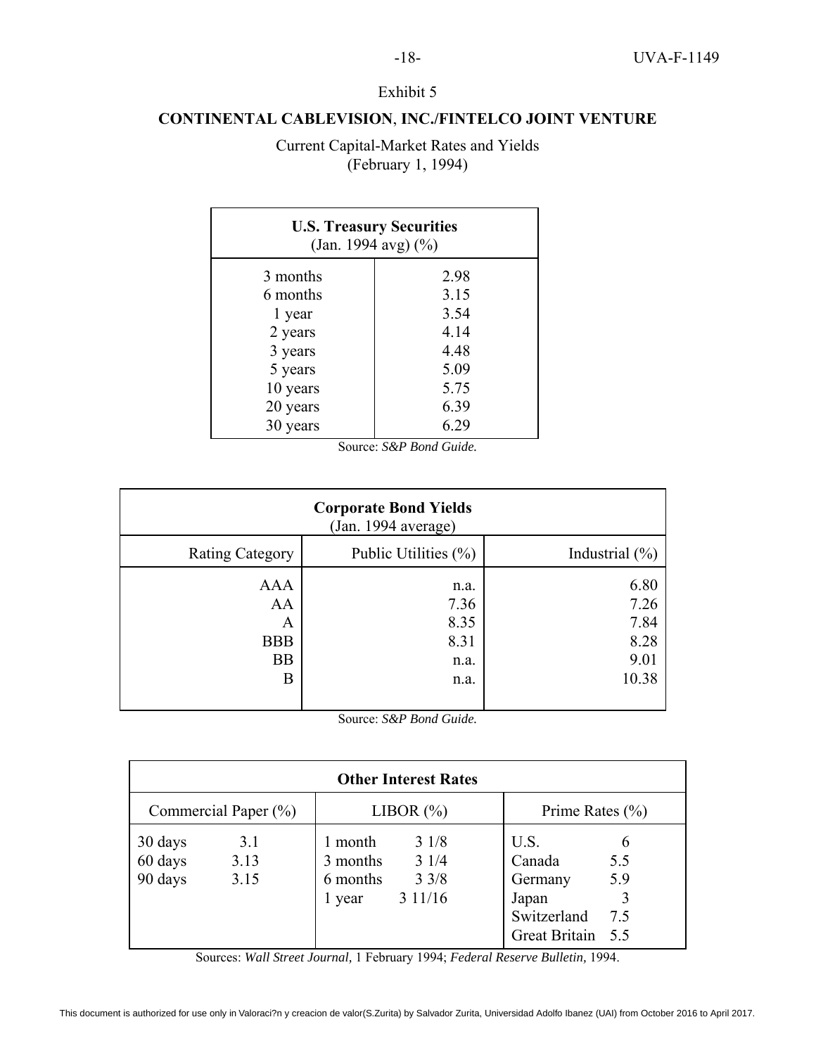Exhibit 5

## CONTINENTAL CABLEVISION, INC./FINTELCO JOINT VENTURE

Current Capital-Market Rates and Yields
(February 1, 1994)

| **U.S. Treasury Securities** (Jan. 1994 avg) (%) | |
|---|---|
| 3 months | 2.98 |
| 6 months | 3.15 |
| 1 year | 3.54 |
| 2 years | 4.14 |
| 3 years | 4.48 |
| 5 years | 5.09 |
| 10 years | 5.75 |
| 20 years | 6.39 |
| 30 years | 6.29 |

Source: *S&P Bond Guide.*

| **Corporate Bond Yields** (Jan. 1994 average) | | |
|---|---|---|
| Rating Category | Public Utilities (%) | Industrial (%) |
| AAA | n.a. | 6.80 |
| AA | 7.36 | 7.26 |
| A | 8.35 | 7.84 |
| BBB | 8.31 | 8.28 |
| BB | n.a. | 9.01 |
| B | n.a. | 10.38 |

Source: *S&P Bond Guide.*

| **Other Interest Rates** | | | | | |
|---|---|---|---|---|---|
| Commercial Paper (%) | | LIBOR (%) | | Prime Rates (%) | |
| 30 days | 3.1 | 1 month | 3 1/8 | U.S. | 6 |
| 60 days | 3.13 | 3 months | 3 1/4 | Canada | 5.5 |
| 90 days | 3.15 | 6 months | 3 3/8 | Germany | 5.9 |
| | | 1 year | 3 11/16 | Japan | 3 |
| | | | | Switzerland | 7.5 |
| | | | | Great Britain | 5.5 |

Sources: *Wall Street Journal,* 1 February 1994; *Federal Reserve Bulletin,* 1994.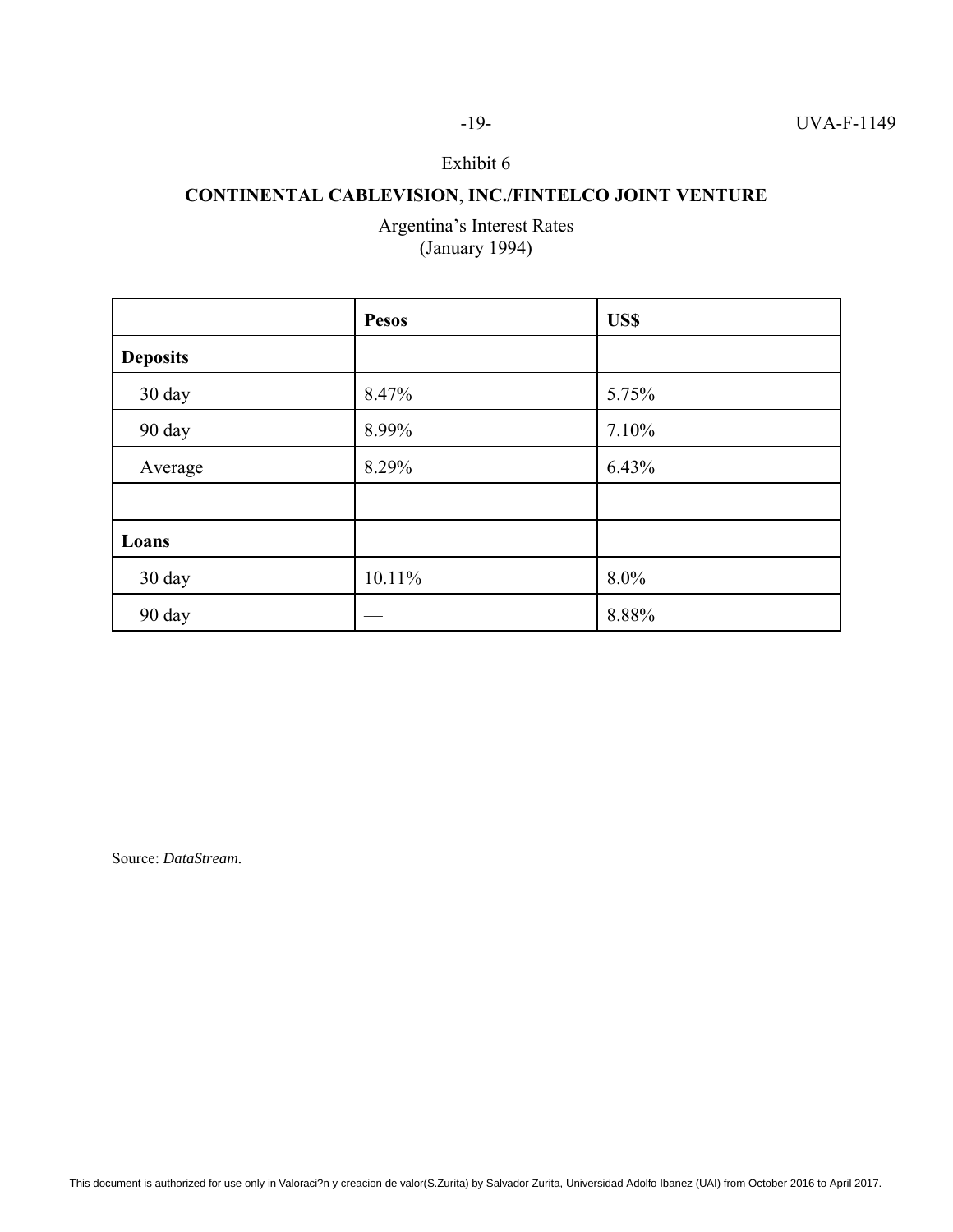Exhibit 6

## CONTINENTAL CABLEVISION, INC./FINTELCO JOINT VENTURE

Argentina's Interest Rates
(January 1994)

| | **Pesos** | **US$** |
|---|---|---|
| **Deposits** | | |
| 30 day | 8.47% | 5.75% |
| 90 day | 8.99% | 7.10% |
| Average | 8.29% | 6.43% |
| | | |
| **Loans** | | |
| 30 day | 10.11% | 8.0% |
| 90 day | — | 8.88% |

Source: *DataStream.*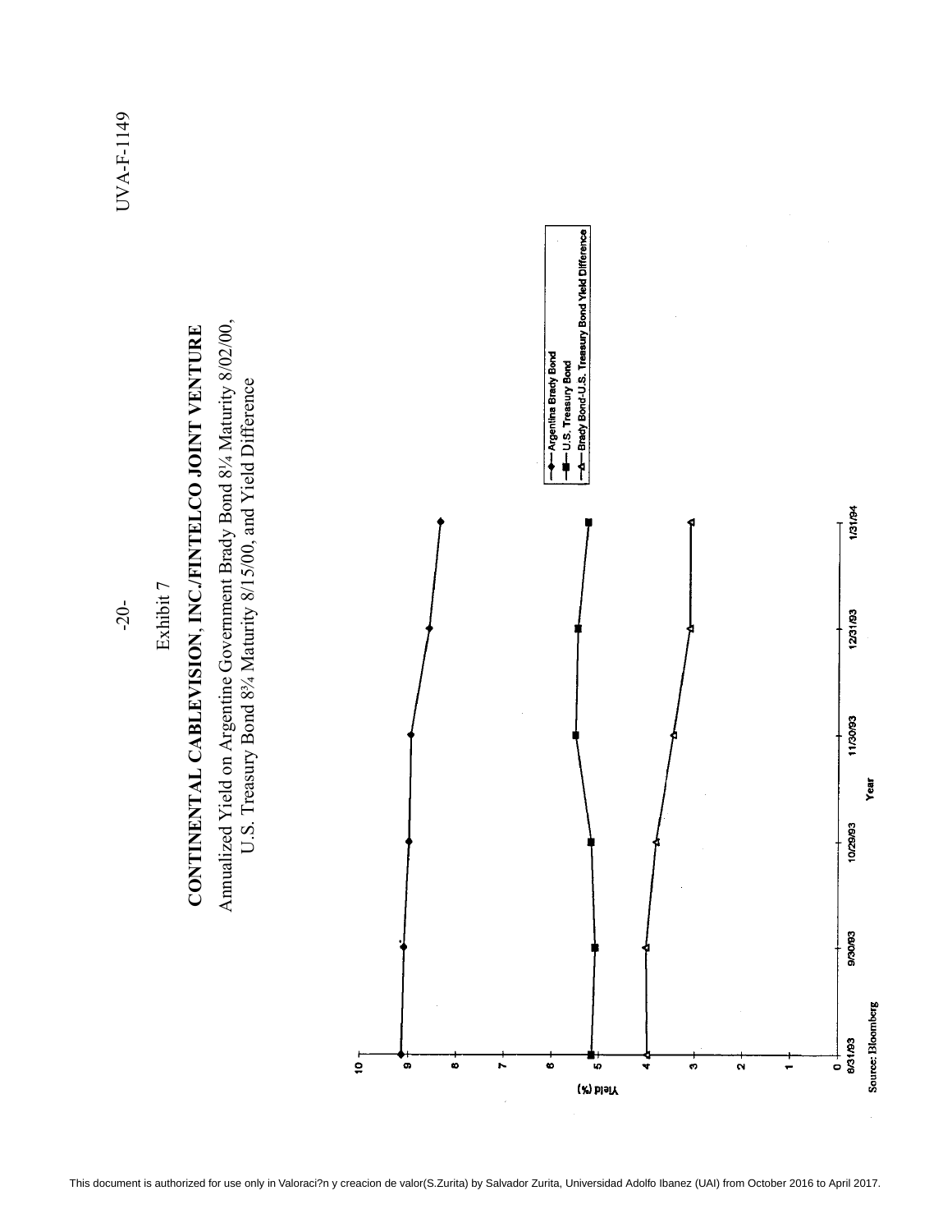Exhibit 7

**CONTINENTAL CABLEVISION, INC./FINTELCO JOINT VENTURE**

Annualized Yield on Argentine Government Brady Bond 8¼ Maturity 8/02/00,
U.S. Treasury Bond 8¾ Maturity 8/15/00, and Yield Difference

Yield (%)

- Argentina Brady Bond
- U.S. Treasury Bond
- Brady Bond-U.S. Treasury Bond Yield Difference

Year: 8/31/93, 9/30/93, 10/29/93, 11/30/93, 12/31/93, 1/31/94

Source: Bloomberg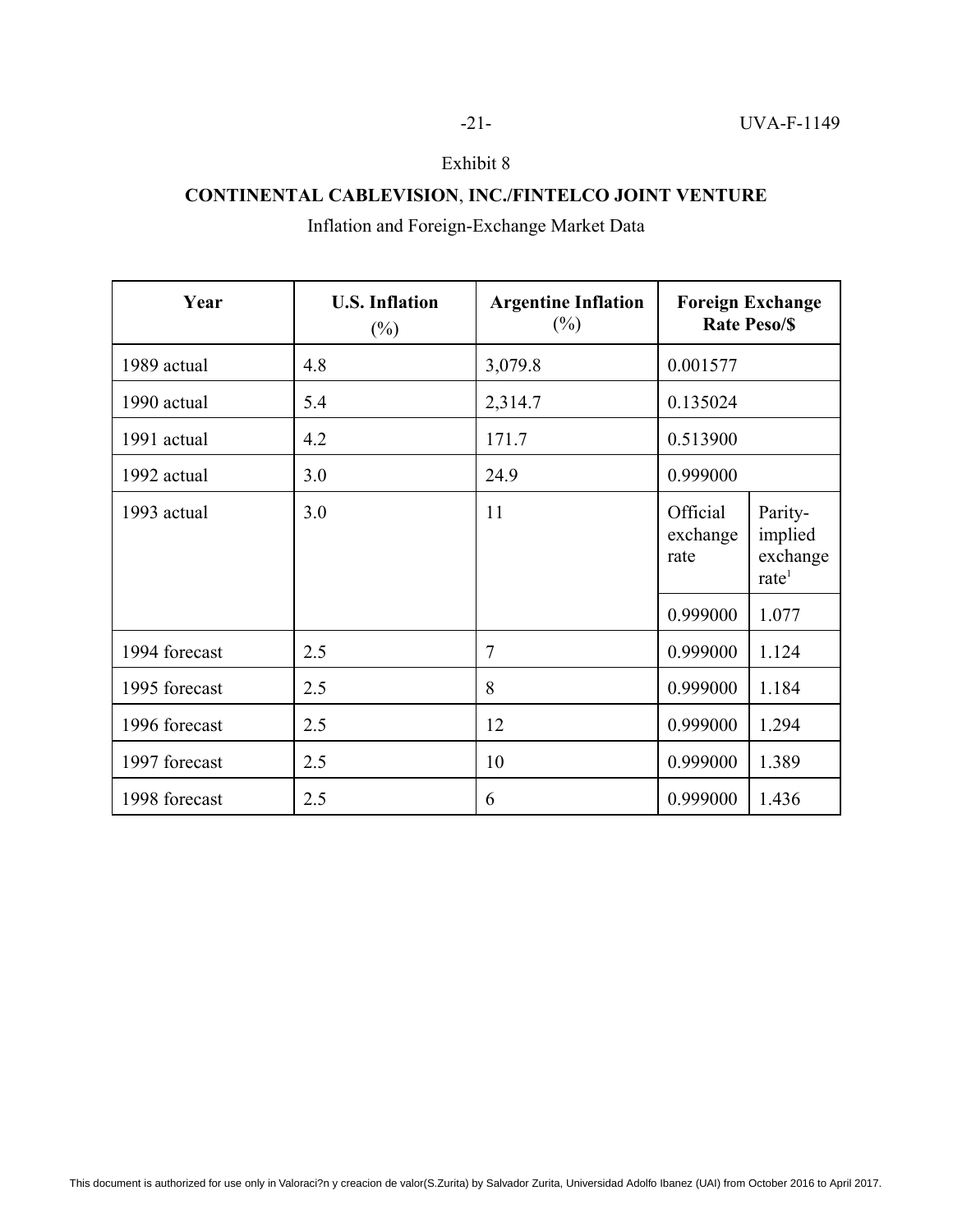Exhibit 8

## CONTINENTAL CABLEVISION, INC./FINTELCO JOINT VENTURE

Inflation and Foreign-Exchange Market Data

| Year | U.S. Inflation (%) | Argentine Inflation (%) | Foreign Exchange Rate Peso/$ | |
|---|---|---|---|---|
| 1989 actual | 4.8 | 3,079.8 | 0.001577 | |
| 1990 actual | 5.4 | 2,314.7 | 0.135024 | |
| 1991 actual | 4.2 | 171.7 | 0.513900 | |
| 1992 actual | 3.0 | 24.9 | 0.999000 | |
| | | | Official exchange rate | Parity-implied exchange rate[1] |
| 1993 actual | 3.0 | 11 | 0.999000 | 1.077 |
| 1994 forecast | 2.5 | 7 | 0.999000 | 1.124 |
| 1995 forecast | 2.5 | 8 | 0.999000 | 1.184 |
| 1996 forecast | 2.5 | 12 | 0.999000 | 1.294 |
| 1997 forecast | 2.5 | 10 | 0.999000 | 1.389 |
| 1998 forecast | 2.5 | 6 | 0.999000 | 1.436 |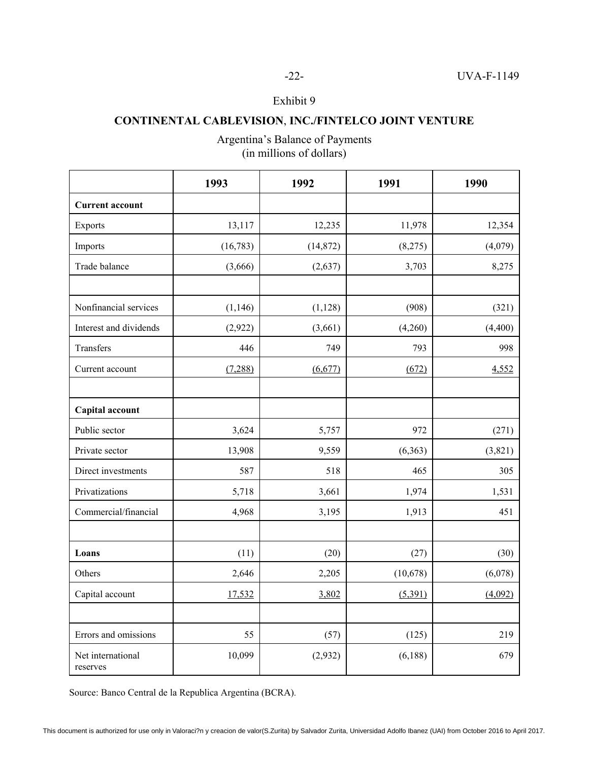Exhibit 9

**CONTINENTAL CABLEVISION, INC./FINTELCO JOINT VENTURE**

Argentina's Balance of Payments
(in millions of dollars)

| | 1993 | 1992 | 1991 | 1990 |
|---|---|---|---|---|
| **Current account** | | | | |
| Exports | 13,117 | 12,235 | 11,978 | 12,354 |
| Imports | (16,783) | (14,872) | (8,275) | (4,079) |
| Trade balance | (3,666) | (2,637) | 3,703 | 8,275 |
| | | | | |
| Nonfinancial services | (1,146) | (1,128) | (908) | (321) |
| Interest and dividends | (2,922) | (3,661) | (4,260) | (4,400) |
| Transfers | 446 | 749 | 793 | 998 |
| Current account | (7,288) | (6,677) | (672) | 4,552 |
| | | | | |
| **Capital account** | | | | |
| Public sector | 3,624 | 5,757 | 972 | (271) |
| Private sector | 13,908 | 9,559 | (6,363) | (3,821) |
| Direct investments | 587 | 518 | 465 | 305 |
| Privatizations | 5,718 | 3,661 | 1,974 | 1,531 |
| Commercial/financial | 4,968 | 3,195 | 1,913 | 451 |
| | | | | |
| **Loans** | (11) | (20) | (27) | (30) |
| Others | 2,646 | 2,205 | (10,678) | (6,078) |
| Capital account | 17,532 | 3,802 | (5,391) | (4,092) |
| | | | | |
| Errors and omissions | 55 | (57) | (125) | 219 |
| Net international reserves | 10,099 | (2,932) | (6,188) | 679 |

Source: Banco Central de la Republica Argentina (BCRA).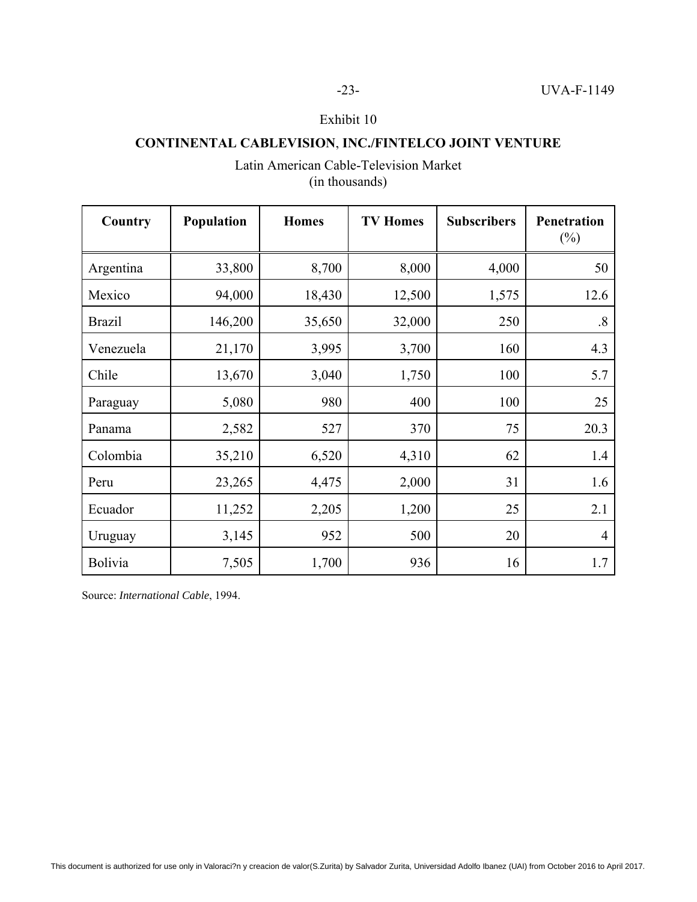Exhibit 10

**CONTINENTAL CABLEVISION, INC./FINTELCO JOINT VENTURE**

Latin American Cable-Television Market
(in thousands)

| Country | Population | Homes | TV Homes | Subscribers | Penetration (%) |
|---|---|---|---|---|---|
| Argentina | 33,800 | 8,700 | 8,000 | 4,000 | 50 |
| Mexico | 94,000 | 18,430 | 12,500 | 1,575 | 12.6 |
| Brazil | 146,200 | 35,650 | 32,000 | 250 | .8 |
| Venezuela | 21,170 | 3,995 | 3,700 | 160 | 4.3 |
| Chile | 13,670 | 3,040 | 1,750 | 100 | 5.7 |
| Paraguay | 5,080 | 980 | 400 | 100 | 25 |
| Panama | 2,582 | 527 | 370 | 75 | 20.3 |
| Colombia | 35,210 | 6,520 | 4,310 | 62 | 1.4 |
| Peru | 23,265 | 4,475 | 2,000 | 31 | 1.6 |
| Ecuador | 11,252 | 2,205 | 1,200 | 25 | 2.1 |
| Uruguay | 3,145 | 952 | 500 | 20 | 4 |
| Bolivia | 7,505 | 1,700 | 936 | 16 | 1.7 |

Source: *International Cable*, 1994.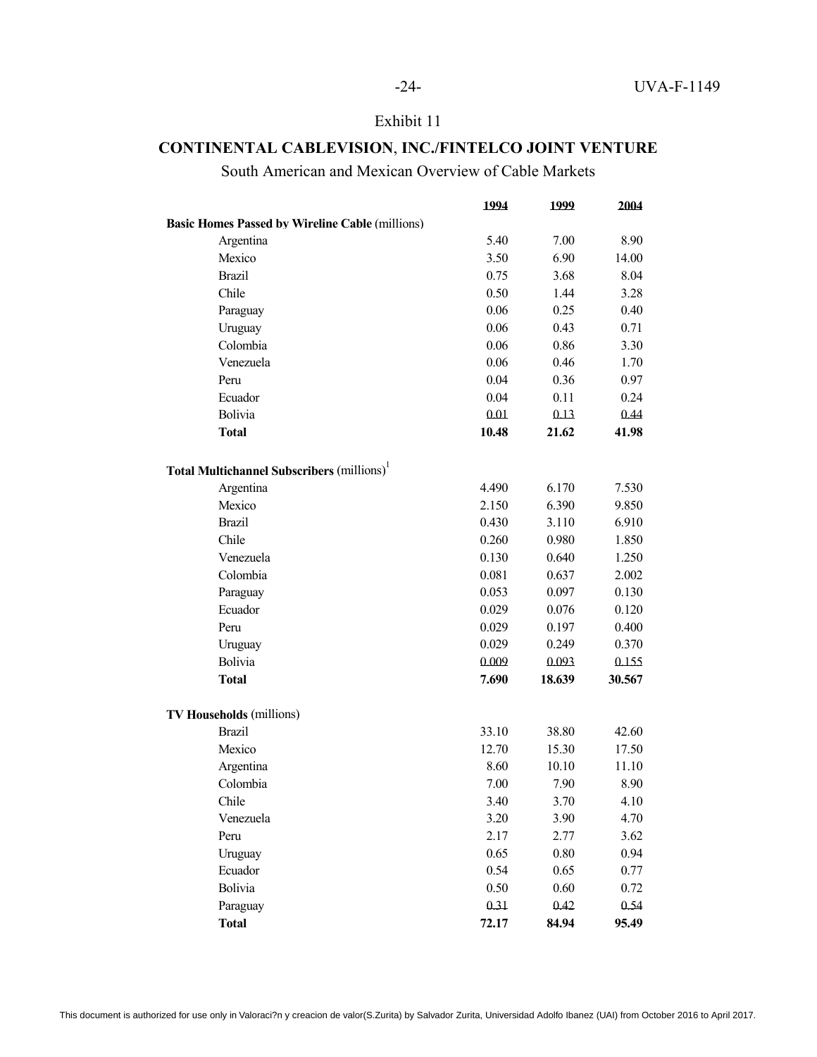Exhibit 11

## CONTINENTAL CABLEVISION, INC./FINTELCO JOINT VENTURE

South American and Mexican Overview of Cable Markets

| | 1994 | 1999 | 2004 |
|---|---|---|---|
| **Basic Homes Passed by Wireline Cable** (millions) | | | |
| Argentina | 5.40 | 7.00 | 8.90 |
| Mexico | 3.50 | 6.90 | 14.00 |
| Brazil | 0.75 | 3.68 | 8.04 |
| Chile | 0.50 | 1.44 | 3.28 |
| Paraguay | 0.06 | 0.25 | 0.40 |
| Uruguay | 0.06 | 0.43 | 0.71 |
| Colombia | 0.06 | 0.86 | 3.30 |
| Venezuela | 0.06 | 0.46 | 1.70 |
| Peru | 0.04 | 0.36 | 0.97 |
| Ecuador | 0.04 | 0.11 | 0.24 |
| Bolivia | 0.01 | 0.13 | 0.44 |
| **Total** | **10.48** | **21.62** | **41.98** |
| | | | |
| **Total Multichannel Subscribers** (millions)[1] | | | |
| Argentina | 4.490 | 6.170 | 7.530 |
| Mexico | 2.150 | 6.390 | 9.850 |
| Brazil | 0.430 | 3.110 | 6.910 |
| Chile | 0.260 | 0.980 | 1.850 |
| Venezuela | 0.130 | 0.640 | 1.250 |
| Colombia | 0.081 | 0.637 | 2.002 |
| Paraguay | 0.053 | 0.097 | 0.130 |
| Ecuador | 0.029 | 0.076 | 0.120 |
| Peru | 0.029 | 0.197 | 0.400 |
| Uruguay | 0.029 | 0.249 | 0.370 |
| Bolivia | 0.009 | 0.093 | 0.155 |
| **Total** | **7.690** | **18.639** | **30.567** |
| | | | |
| **TV Households** (millions) | | | |
| Brazil | 33.10 | 38.80 | 42.60 |
| Mexico | 12.70 | 15.30 | 17.50 |
| Argentina | 8.60 | 10.10 | 11.10 |
| Colombia | 7.00 | 7.90 | 8.90 |
| Chile | 3.40 | 3.70 | 4.10 |
| Venezuela | 3.20 | 3.90 | 4.70 |
| Peru | 2.17 | 2.77 | 3.62 |
| Uruguay | 0.65 | 0.80 | 0.94 |
| Ecuador | 0.54 | 0.65 | 0.77 |
| Bolivia | 0.50 | 0.60 | 0.72 |
| Paraguay | 0.31 | 0.42 | 0.54 |
| **Total** | **72.17** | **84.94** | **95.49** |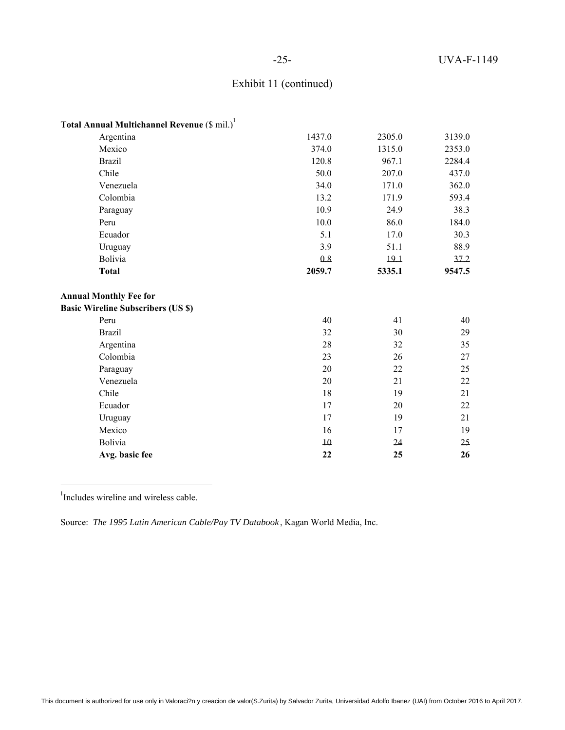# Exhibit 11 (continued)

| **Total Annual Multichannel Revenue** ($ mil.)[1] | | | |
|---|---|---|---|
| Argentina | 1437.0 | 2305.0 | 3139.0 |
| Mexico | 374.0 | 1315.0 | 2353.0 |
| Brazil | 120.8 | 967.1 | 2284.4 |
| Chile | 50.0 | 207.0 | 437.0 |
| Venezuela | 34.0 | 171.0 | 362.0 |
| Colombia | 13.2 | 171.9 | 593.4 |
| Paraguay | 10.9 | 24.9 | 38.3 |
| Peru | 10.0 | 86.0 | 184.0 |
| Ecuador | 5.1 | 17.0 | 30.3 |
| Uruguay | 3.9 | 51.1 | 88.9 |
| Bolivia | 0.8 | 19.1 | 37.2 |
| **Total** | **2059.7** | **5335.1** | **9547.5** |

| **Annual Monthly Fee for Basic Wireline Subscribers (US $)** | | | |
|---|---|---|---|
| Peru | 40 | 41 | 40 |
| Brazil | 32 | 30 | 29 |
| Argentina | 28 | 32 | 35 |
| Colombia | 23 | 26 | 27 |
| Paraguay | 20 | 22 | 25 |
| Venezuela | 20 | 21 | 22 |
| Chile | 18 | 19 | 21 |
| Ecuador | 17 | 20 | 22 |
| Uruguay | 17 | 19 | 21 |
| Mexico | 16 | 17 | 19 |
| Bolivia | 10 | 24 | 25 |
| **Avg. basic fee** | **22** | **25** | **26** |

[1] Includes wireline and wireless cable.

Source: *The 1995 Latin American Cable/Pay TV Databook*, Kagan World Media, Inc.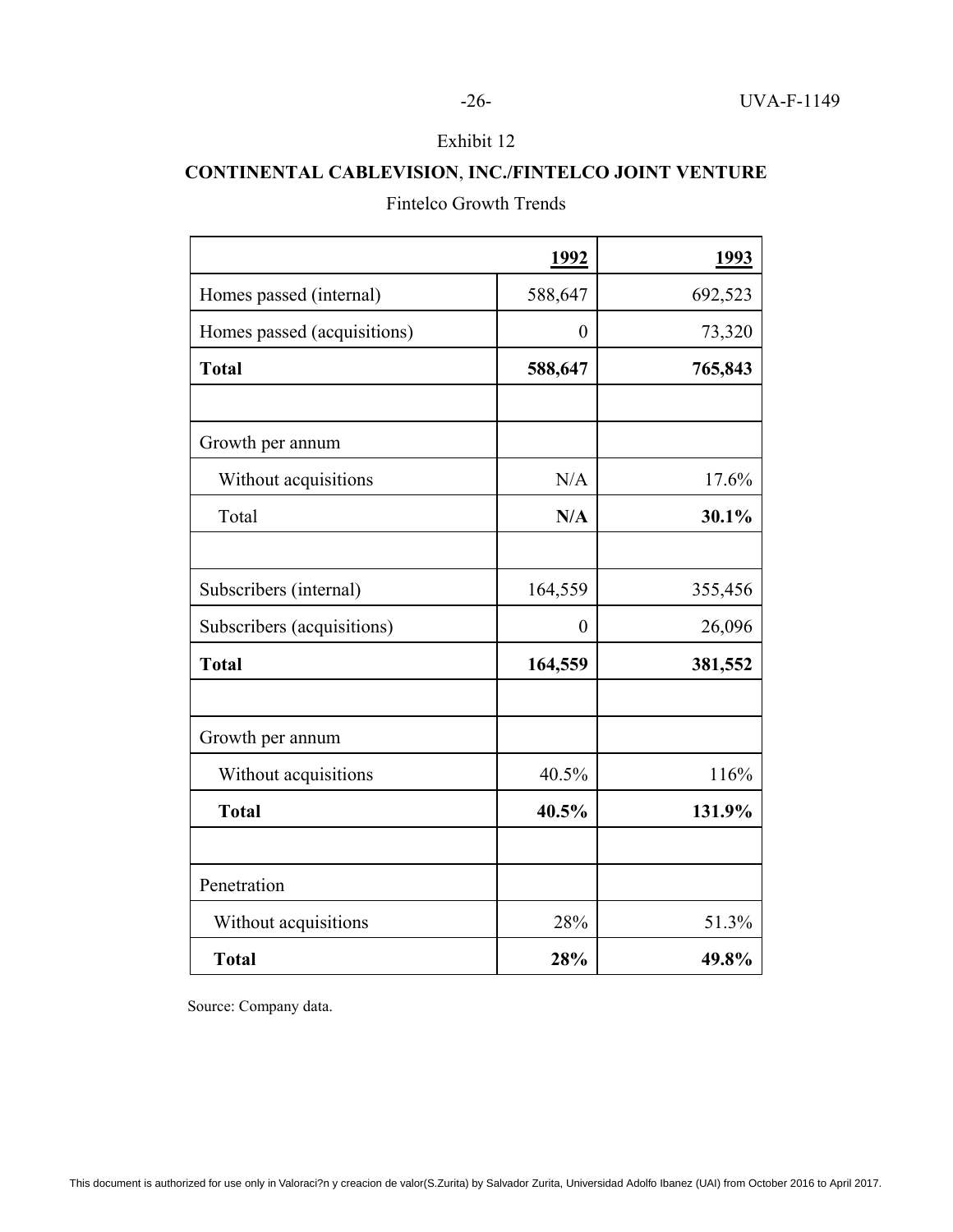Exhibit 12

**CONTINENTAL CABLEVISION, INC./FINTELCO JOINT VENTURE**

Fintelco Growth Trends

| | 1992 | 1993 |
|---|---|---|
| Homes passed (internal) | 588,647 | 692,523 |
| Homes passed (acquisitions) | 0 | 73,320 |
| **Total** | **588,647** | **765,843** |
| | | |
| Growth per annum | | |
| Without acquisitions | N/A | 17.6% |
| Total | **N/A** | **30.1%** |
| | | |
| Subscribers (internal) | 164,559 | 355,456 |
| Subscribers (acquisitions) | 0 | 26,096 |
| **Total** | **164,559** | **381,552** |
| | | |
| Growth per annum | | |
| Without acquisitions | 40.5% | 116% |
| **Total** | **40.5%** | **131.9%** |
| | | |
| Penetration | | |
| Without acquisitions | 28% | 51.3% |
| **Total** | **28%** | **49.8%** |

Source: Company data.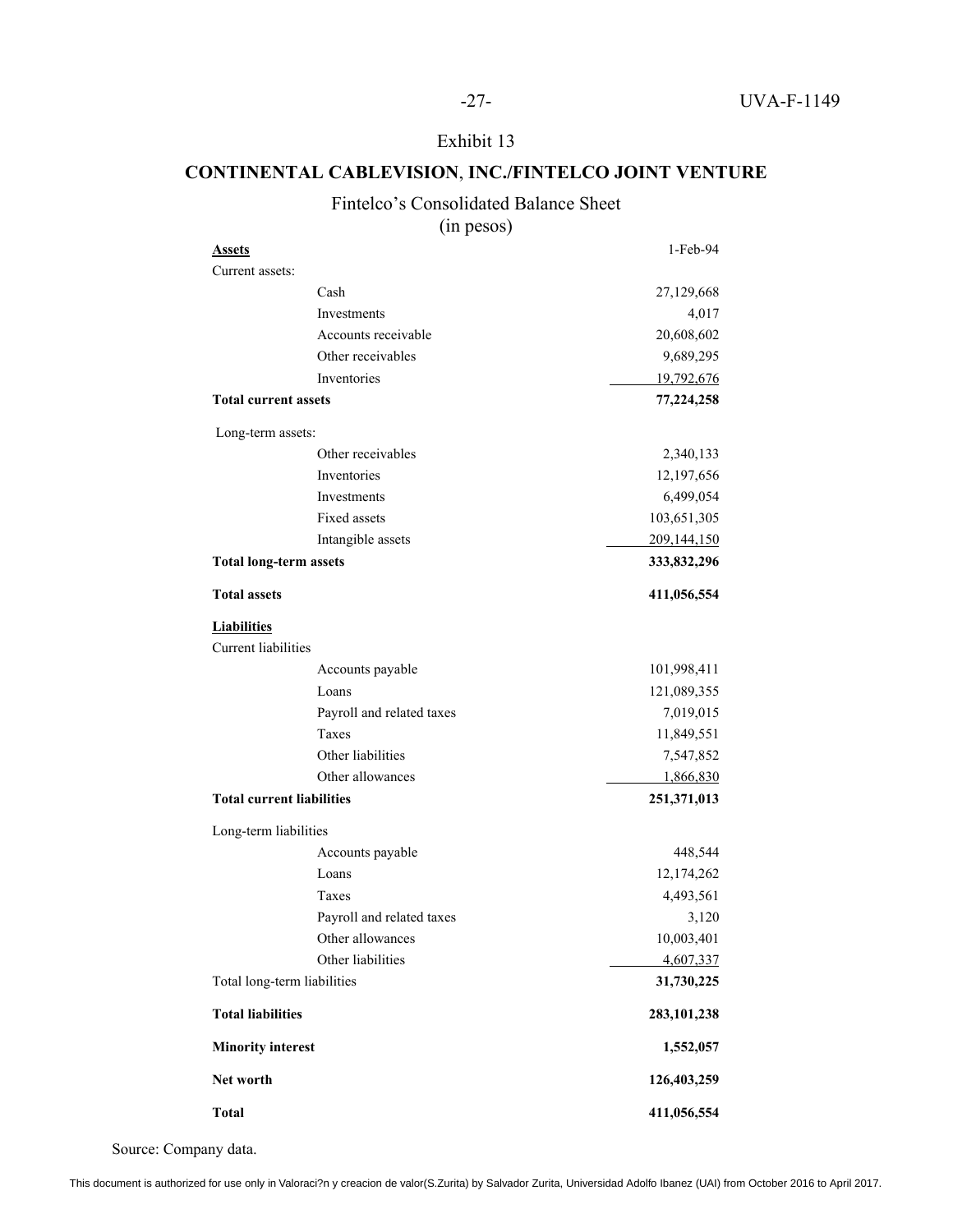Exhibit 13

## CONTINENTAL CABLEVISION, INC./FINTELCO JOINT VENTURE

Fintelco's Consolidated Balance Sheet
(in pesos)

| **Assets** | 1-Feb-94 |
|---|---|
| Current assets: | |
| Cash | 27,129,668 |
| Investments | 4,017 |
| Accounts receivable | 20,608,602 |
| Other receivables | 9,689,295 |
| Inventories | 19,792,676 |
| **Total current assets** | **77,224,258** |
| Long-term assets: | |
| Other receivables | 2,340,133 |
| Inventories | 12,197,656 |
| Investments | 6,499,054 |
| Fixed assets | 103,651,305 |
| Intangible assets | 209,144,150 |
| **Total long-term assets** | **333,832,296** |
| **Total assets** | **411,056,554** |
| **Liabilities** | |
| Current liabilities | |
| Accounts payable | 101,998,411 |
| Loans | 121,089,355 |
| Payroll and related taxes | 7,019,015 |
| Taxes | 11,849,551 |
| Other liabilities | 7,547,852 |
| Other allowances | 1,866,830 |
| **Total current liabilities** | **251,371,013** |
| Long-term liabilities | |
| Accounts payable | 448,544 |
| Loans | 12,174,262 |
| Taxes | 4,493,561 |
| Payroll and related taxes | 3,120 |
| Other allowances | 10,003,401 |
| Other liabilities | 4,607,337 |
| Total long-term liabilities | **31,730,225** |
| **Total liabilities** | **283,101,238** |
| **Minority interest** | **1,552,057** |
| **Net worth** | **126,403,259** |
| **Total** | **411,056,554** |

Source: Company data.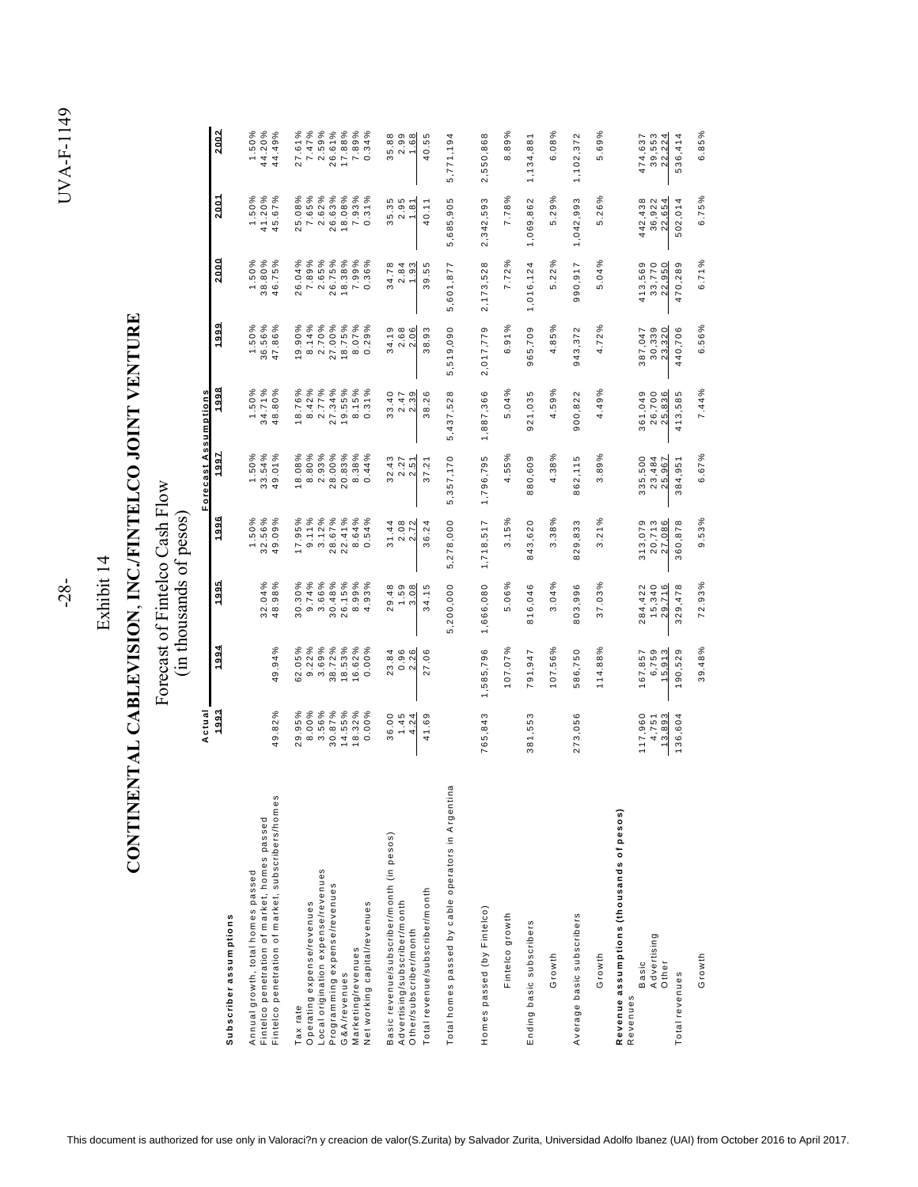Exhibit 14

# CONTINENTAL CABLEVISION, INC./FINTELCO JOINT VENTURE

## Forecast of Fintelco Cash Flow
(in thousands of pesos)

| | Actual | Forecast Assumptions | | | | | | | | |
|---|---|---|---|---|---|---|---|---|---|---|
| | 1993 | 1994 | 1995 | 1996 | 1997 | 1998 | 1999 | 2000 | 2001 | 2002 |
| **Subscriber assumptions** | | | | | | | | | | |
| Annual growth, total homes passed | | | | 1.50% | 1.50% | 1.50% | 1.50% | 1.50% | 1.50% | 1.50% |
| Fintelco penetration of market, homes passed | | | 32.04% | 32.56% | 33.54% | 34.71% | 36.56% | 38.80% | 41.20% | 44.20% |
| Fintelco penetration of market, subscribers/homes | 49.82% | 49.94% | 48.98% | 49.09% | 49.01% | 48.80% | 47.86% | 46.75% | 45.67% | 44.49% |
| | | | | | | | | | | |
| Tax rate | 29.95% | 62.05% | 30.30% | 17.95% | 18.08% | 18.76% | 19.90% | 26.04% | 25.08% | 27.61% |
| Operating expense/revenues | 8.00% | 9.22% | 9.74% | 9.11% | 8.80% | 8.42% | 8.14% | 7.89% | 7.65% | 7.47% |
| Local origination expense/revenues | 3.56% | 3.69% | 3.66% | 3.12% | 2.93% | 2.77% | 2.70% | 2.65% | 2.62% | 2.59% |
| Programming expense/revenues | 30.87% | 38.72% | 30.48% | 28.67% | 28.00% | 27.34% | 27.00% | 26.75% | 26.63% | 26.61% |
| G&A/revenues | 14.55% | 18.53% | 26.15% | 22.41% | 20.83% | 19.55% | 18.75% | 18.38% | 18.08% | 17.88% |
| Marketing/revenues | 18.32% | 16.62% | 8.99% | 8.64% | 8.38% | 8.15% | 8.07% | 7.99% | 7.93% | 7.89% |
| Net working capital/revenues | 0.00% | 0.00% | 4.93% | 0.54% | 0.44% | 0.31% | 0.29% | 0.36% | 0.31% | 0.34% |
| | | | | | | | | | | |
| Basic revenue/subscriber/month (in pesos) | 36.00 | 23.84 | 29.48 | 31.44 | 32.43 | 33.40 | 34.19 | 34.78 | 35.35 | 35.88 |
| Advertising/subscriber/month | 1.45 | 0.96 | 1.59 | 2.08 | 2.27 | 2.47 | 2.68 | 2.84 | 2.95 | 2.99 |
| Other/subscriber/month | 4.24 | 2.26 | 3.08 | 2.72 | 2.51 | 2.39 | 2.06 | 1.93 | 1.81 | 1.68 |
| Total revenue/subscriber/month | 41.69 | 27.06 | 34.15 | 36.24 | 37.21 | 38.26 | 38.93 | 39.55 | 40.11 | 40.55 |
| | | | | | | | | | | |
| Total homes passed by cable operators in Argentina | | | 5,200,000 | 5,278,000 | 5,357,170 | 5,437,528 | 5,519,090 | 5,601,877 | 5,685,905 | 5,771,194 |
| | | | | | | | | | | |
| Homes passed (by Fintelco) | 765,843 | 1,585,796 | 1,666,080 | 1,718,517 | 1,796,795 | 1,887,366 | 2,017,779 | 2,173,528 | 2,342,593 | 2,550,868 |
| Fintelco growth | | 107.07% | 5.06% | 3.15% | 4.55% | 5.04% | 6.91% | 7.72% | 7.78% | 8.89% |
| | | | | | | | | | | |
| Ending basic subscribers | 381,553 | 791,947 | 816,046 | 843,620 | 880,609 | 921,035 | 965,709 | 1,016,124 | 1,069,862 | 1,134,881 |
| Growth | | 107.56% | 3.04% | 3.38% | 4.38% | 4.59% | 4.85% | 5.22% | 5.29% | 6.08% |
| | | | | | | | | | | |
| Average basic subscribers | 273,056 | 586,750 | 803,996 | 829,833 | 862,115 | 900,822 | 943,372 | 990,917 | 1,042,993 | 1,102,372 |
| Growth | | 114.88% | 37.03% | 3.21% | 3.89% | 4.49% | 4.72% | 5.04% | 5.26% | 5.69% |
| | | | | | | | | | | |
| **Revenue assumptions (thousands of pesos)** | | | | | | | | | | |
| Revenues | | | | | | | | | | |
| Basic | 117,960 | 167,857 | 284,422 | 313,079 | 335,500 | 361,049 | 387,047 | 413,569 | 442,438 | 474,637 |
| Advertising | 4,751 | 6,759 | 15,340 | 20,713 | 23,484 | 26,700 | 30,339 | 33,770 | 36,922 | 39,553 |
| Other | 13,893 | 15,913 | 29,716 | 27,086 | 25,967 | 25,836 | 23,320 | 22,950 | 22,654 | 22,224 |
| Total revenues | 136,604 | 190,529 | 329,478 | 360,878 | 384,951 | 413,585 | 440,706 | 470,289 | 502,014 | 536,414 |
| | | | | | | | | | | |
| Growth | | 39.48% | 72.93% | 9.53% | 6.67% | 7.44% | 6.56% | 6.71% | 6.75% | 6.85% |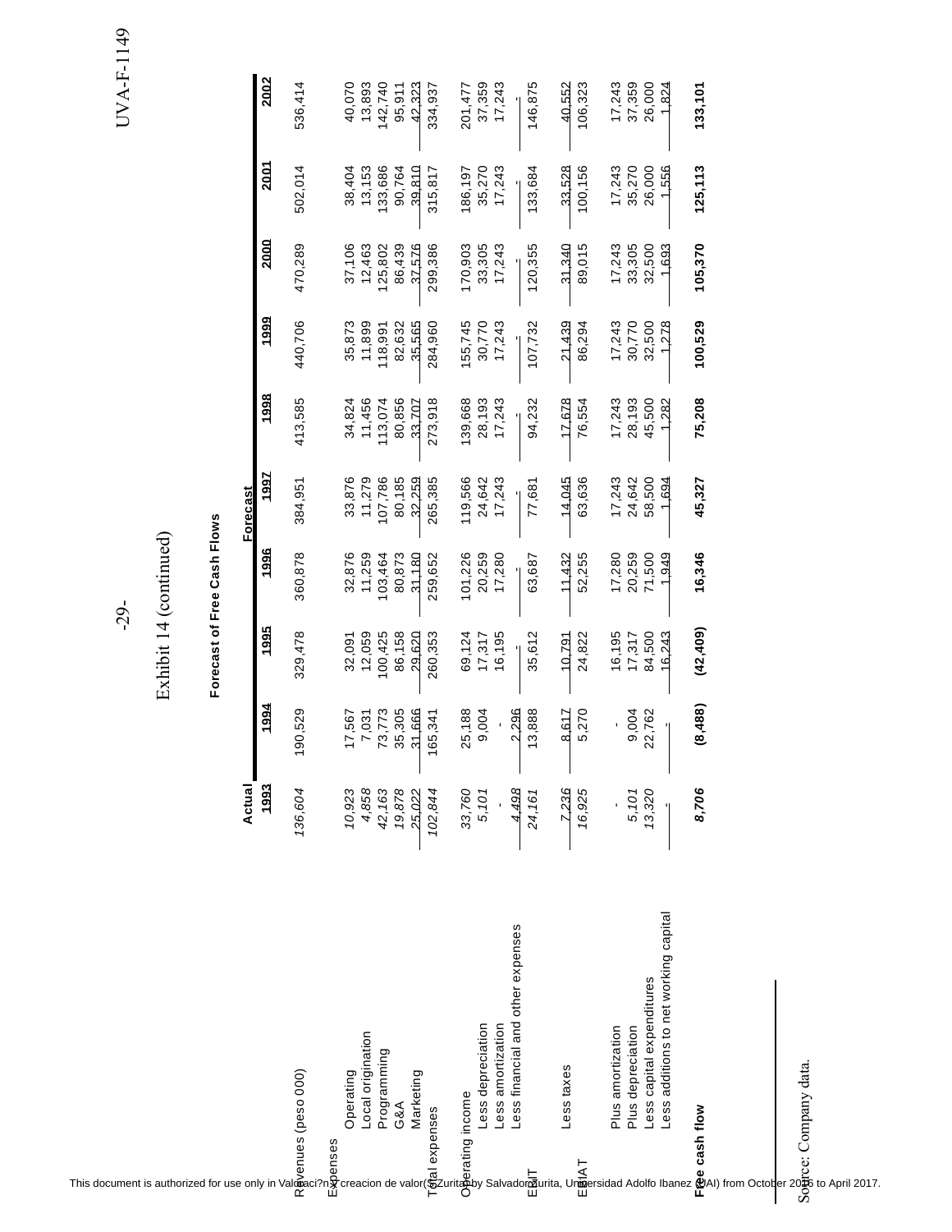Exhibit 14 (continued)

**Forecast of Free Cash Flows**

| | Actual | | | | Forecast | | | | | |
|---|---|---|---|---|---|---|---|---|---|---|
| | *1993* | 1994 | 1995 | 1996 | 1997 | 1998 | 1999 | 2000 | 2001 | 2002 |
| Revenues (peso 000) | *136,604* | 190,529 | 329,478 | 360,878 | 384,951 | 413,585 | 440,706 | 470,289 | 502,014 | 536,414 |
| Expenses | | | | | | | | | | |
| Operating | *10,923* | 17,567 | 32,091 | 32,876 | 33,876 | 34,824 | 35,873 | 37,106 | 38,404 | 40,070 |
| Local origination | *4,858* | 7,031 | 12,059 | 11,259 | 11,279 | 11,456 | 11,899 | 12,463 | 13,153 | 13,893 |
| Programming | *42,163* | 73,773 | 100,425 | 103,464 | 107,786 | 113,074 | 118,991 | 125,802 | 133,686 | 142,740 |
| G&A | *19,878* | 35,305 | 86,158 | 80,873 | 80,185 | 80,856 | 82,632 | 86,439 | 90,764 | 95,911 |
| Marketing | *25,022* | 31,666 | 29,620 | 31,180 | 32,259 | 33,707 | 35,565 | 37,576 | 39,810 | 42,323 |
| Total expenses | *102,844* | 165,341 | 260,353 | 259,652 | 265,385 | 273,918 | 284,960 | 299,386 | 315,817 | 334,937 |
| Operating income | *33,760* | 25,188 | 69,124 | 101,226 | 119,566 | 139,668 | 155,745 | 170,903 | 186,197 | 201,477 |
| Less depreciation | *5,101* | 9,004 | 17,317 | 20,259 | 24,642 | 28,193 | 30,770 | 33,305 | 35,270 | 37,359 |
| Less amortization | - | - | 16,195 | 17,280 | 17,243 | 17,243 | 17,243 | 17,243 | 17,243 | 17,243 |
| Less financial and other expenses | *4,498* | 2,296 | - | - | - | - | - | - | - | - |
| EBIT | *24,161* | 13,888 | 35,612 | 63,687 | 77,681 | 94,232 | 107,732 | 120,355 | 133,684 | 146,875 |
| Less taxes | *7,236* | 8,617 | 10,791 | 11,432 | 14,045 | 17,678 | 21,439 | 31,340 | 33,528 | 40,552 |
| EBIAT | *16,925* | 5,270 | 24,822 | 52,255 | 63,636 | 76,554 | 86,294 | 89,015 | 100,156 | 106,323 |
| Plus amortization | - | - | 16,195 | 17,280 | 17,243 | 17,243 | 17,243 | 17,243 | 17,243 | 17,243 |
| Plus depreciation | *5,101* | 9,004 | 17,317 | 20,259 | 24,642 | 28,193 | 30,770 | 33,305 | 35,270 | 37,359 |
| Less capital expenditures | *13,320* | 22,762 | 84,500 | 71,500 | 58,500 | 45,500 | 32,500 | 32,500 | 26,000 | 26,000 |
| Less additions to net working capital | - | - | 16,243 | 1,949 | 1,694 | 1,282 | 1,278 | 1,693 | 1,556 | 1,824 |
| **Free cash flow** | ***8,706*** | **(8,488)** | **(42,409)** | **16,346** | **45,327** | **75,208** | **100,529** | **105,370** | **125,113** | **133,101** |

Source: Company data.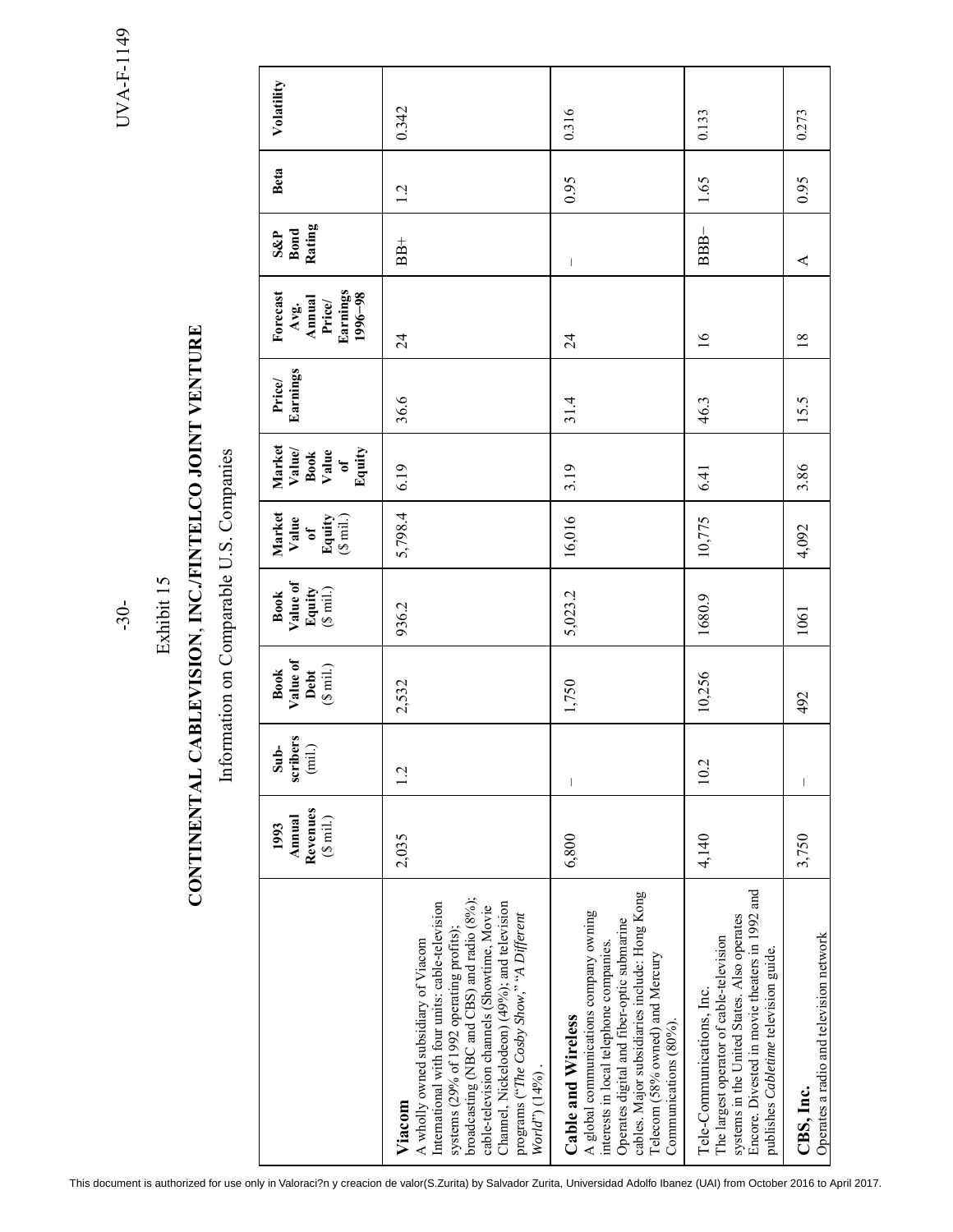Exhibit 15

# CONTINENTAL CABLEVISION, INC./FINTELCO JOINT VENTURE

## Information on Comparable U.S. Companies

| | 1993 Annual Revenues ($ mil.) | Subscribers (mil.) | Book Value of Debt ($ mil.) | Book Value of Equity ($ mil.) | Market Value of Equity ($ mil.) | Market Value/ Book Value of Equity | Price/ Earnings | Forecast Avg. Annual Price/ Earnings 1996–98 | S&P Bond Rating | Beta | Volatility |
|---|---|---|---|---|---|---|---|---|---|---|---|
| **Viacom**<br>A wholly owned subsidiary of Viacom International with four units: cable-television systems (29% of 1992 operating profits); broadcasting (NBC and CBS) and radio (8%); cable-television channels (Showtime, Movie Channel, Nickelodeon) (49%); and television programs ("*The Cosby Show*," "*A Different World*") (14%). | 2,035 | 1.2 | 2,532 | 936.2 | 5,798.4 | 6.19 | 36.6 | 24 | BB+ | 1.2 | 0.342 |
| **Cable and Wireless**<br>A global communications company owning interests in local telephone companies. Operates digital and fiber-optic submarine cables. Major subsidiaries include: Hong Kong Telecom (58% owned) and Mercury Communications (80%). | 6,800 | — | 1,750 | 5,023.2 | 16,016 | 3.19 | 31.4 | 24 | — | 0.95 | 0.316 |
| Tele-Communications, Inc.<br>The largest operator of cable-television systems in the United States. Also operates Encore. Divested in movie theaters in 1992 and publishes *Cabletime* television guide. | 4,140 | 10.2 | 10,256 | 1680.9 | 10,775 | 6.41 | 46.3 | 16 | BBB– | 1.65 | 0.133 |
| **CBS, Inc.**<br>Operates a radio and television network | 3,750 | — | 492 | 1061 | 4,092 | 3.86 | 15.5 | 18 | A | 0.95 | 0.273 |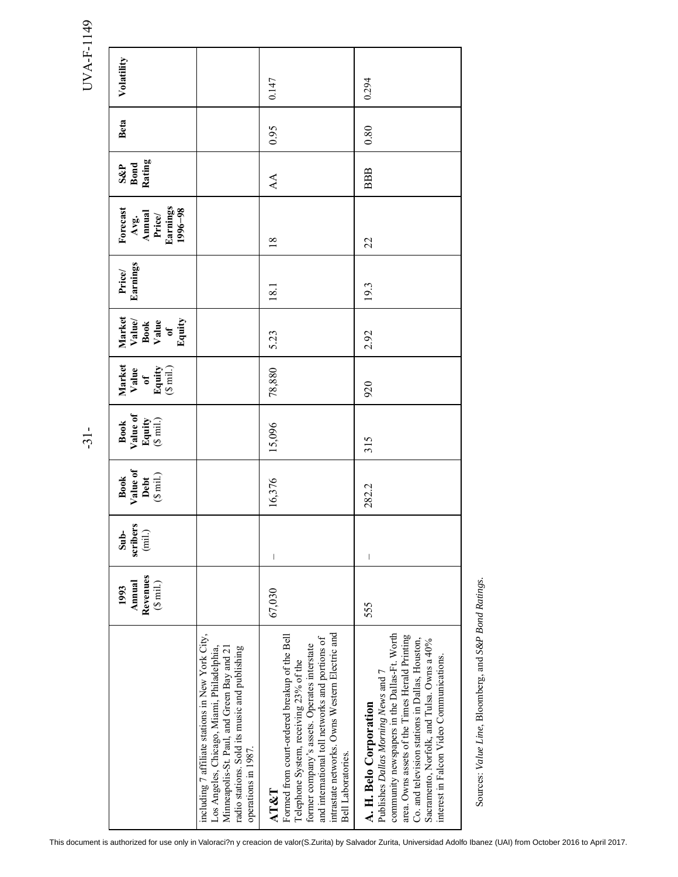| | 1993 Annual Revenues ($ mil.) | Sub-scribers (mil.) | Book Value of Debt ($ mil.) | Book Value of Equity ($ mil.) | Market Value of Equity ($ mil.) | Market Value/ Book Value of Equity | Price/ Earnings | Forecast Avg. Annual Price/ Earnings 1996–98 | S&P Bond Rating | Beta | Volatility |
|---|---|---|---|---|---|---|---|---|---|---|---|
| including 7 affiliate stations in New York City, Los Angeles, Chicago, Miami, Philadelphia, Minneapolis-St. Paul, and Green Bay and 21 radio stations. Sold its music and publishing operations in 1987. | | | | | | | | | | | |
| **AT&T** Formed from court-ordered breakup of the Bell Telephone System, receiving 23% of the former company's assets. Operates interstate and international toll networks and portions of intrastate networks. Owns Western Electric and Bell Laboratories. | 67,030 | – | 16,376 | 15,096 | 78,880 | 5.23 | 18.1 | 18 | AA | 0.95 | 0.147 |
| **A. H. Belo Corporation** Publishes *Dallas Morning News* and 7 community newspapers in the Dallas-Ft. Worth area. Owns assets of the Times Herald Printing Co. and television stations in Dallas, Houston, Sacramento, Norfolk, and Tulsa. Owns a 40% interest in Falcon Video Communications. | 555 | – | 282.2 | 315 | 920 | 2.92 | 19.3 | 22 | BBB | 0.80 | 0.294 |

Sources: *Value Line*, Bloomberg, and *S&P Bond Ratings*.